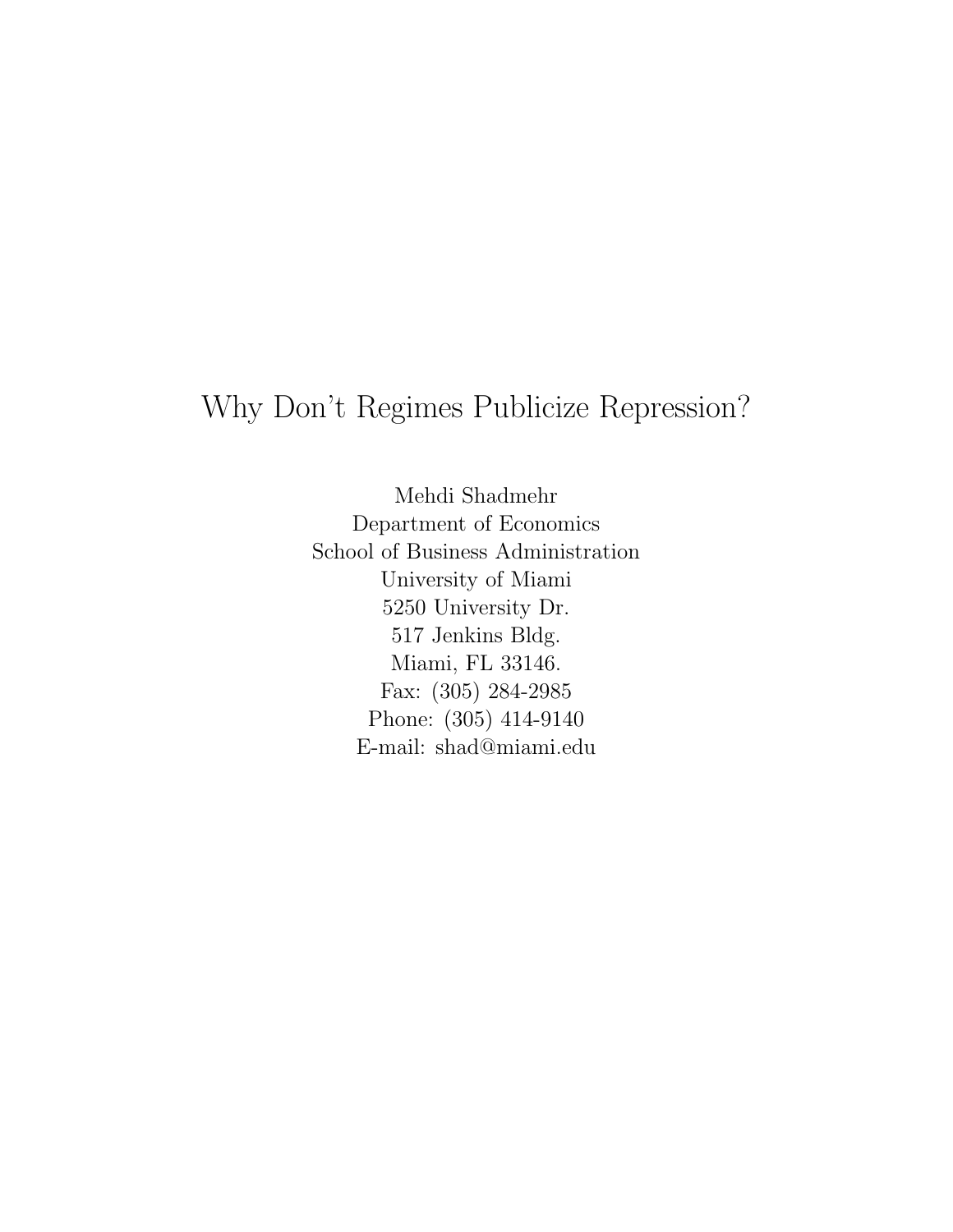# Why Don't Regimes Publicize Repression?

Mehdi Shadmehr
Department of Economics
School of Business Administration
University of Miami
5250 University Dr.
517 Jenkins Bldg.
Miami, FL 33146.
Fax: (305) 284-2985
Phone: (305) 414-9140
E-mail: shad@miami.edu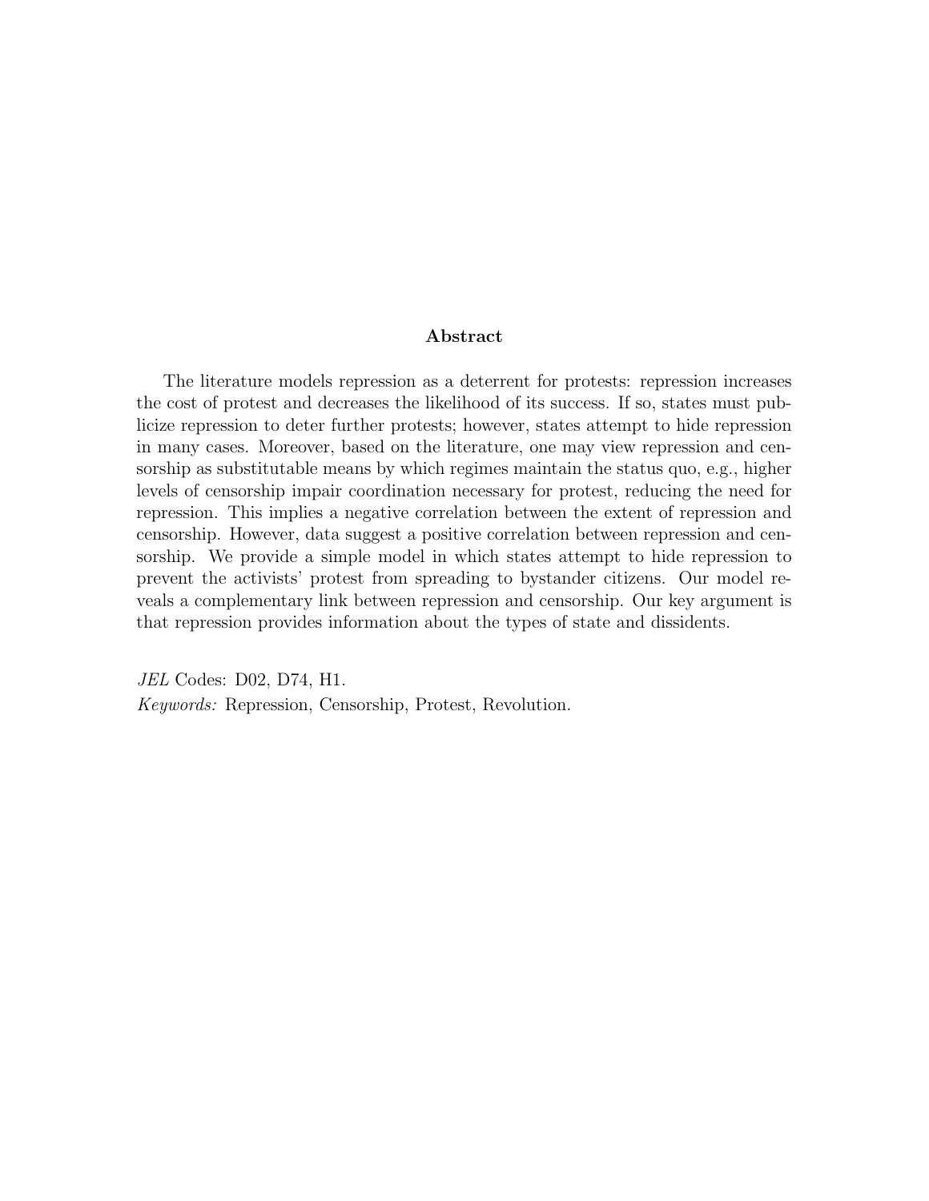## Abstract

The literature models repression as a deterrent for protests: repression increases the cost of protest and decreases the likelihood of its success. If so, states must publicize repression to deter further protests; however, states attempt to hide repression in many cases. Moreover, based on the literature, one may view repression and censorship as substitutable means by which regimes maintain the status quo, e.g., higher levels of censorship impair coordination necessary for protest, reducing the need for repression. This implies a negative correlation between the extent of repression and censorship. However, data suggest a positive correlation between repression and censorship. We provide a simple model in which states attempt to hide repression to prevent the activists' protest from spreading to bystander citizens. Our model reveals a complementary link between repression and censorship. Our key argument is that repression provides information about the types of state and dissidents.

*JEL* Codes: D02, D74, H1.
*Keywords:* Repression, Censorship, Protest, Revolution.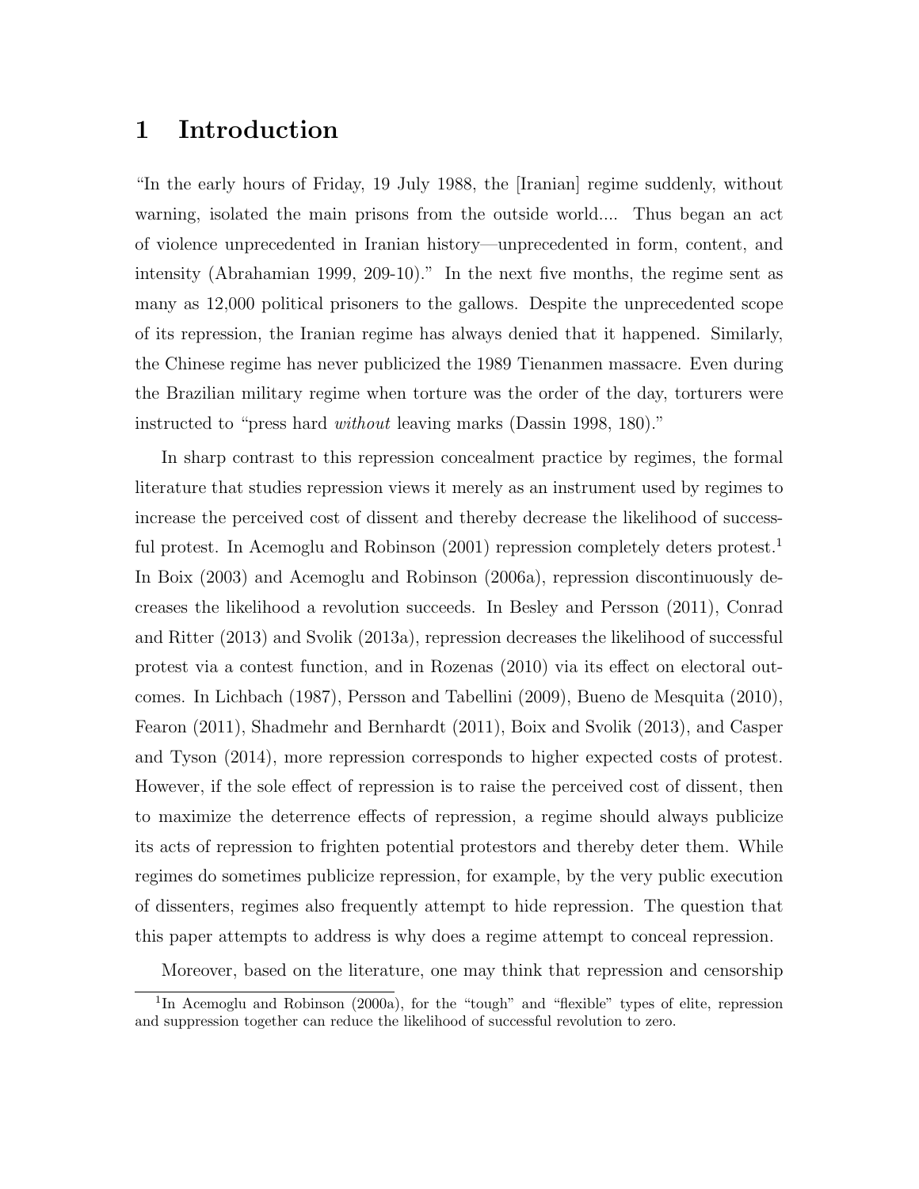# 1 Introduction

"In the early hours of Friday, 19 July 1988, the [Iranian] regime suddenly, without warning, isolated the main prisons from the outside world.... Thus began an act of violence unprecedented in Iranian history—unprecedented in form, content, and intensity (Abrahamian 1999, 209-10)." In the next five months, the regime sent as many as 12,000 political prisoners to the gallows. Despite the unprecedented scope of its repression, the Iranian regime has always denied that it happened. Similarly, the Chinese regime has never publicized the 1989 Tienanmen massacre. Even during the Brazilian military regime when torture was the order of the day, torturers were instructed to "press hard *without* leaving marks (Dassin 1998, 180)."

In sharp contrast to this repression concealment practice by regimes, the formal literature that studies repression views it merely as an instrument used by regimes to increase the perceived cost of dissent and thereby decrease the likelihood of successful protest. In Acemoglu and Robinson (2001) repression completely deters protest.[1] In Boix (2003) and Acemoglu and Robinson (2006a), repression discontinuously decreases the likelihood a revolution succeeds. In Besley and Persson (2011), Conrad and Ritter (2013) and Svolik (2013a), repression decreases the likelihood of successful protest via a contest function, and in Rozenas (2010) via its effect on electoral outcomes. In Lichbach (1987), Persson and Tabellini (2009), Bueno de Mesquita (2010), Fearon (2011), Shadmehr and Bernhardt (2011), Boix and Svolik (2013), and Casper and Tyson (2014), more repression corresponds to higher expected costs of protest. However, if the sole effect of repression is to raise the perceived cost of dissent, then to maximize the deterrence effects of repression, a regime should always publicize its acts of repression to frighten potential protestors and thereby deter them. While regimes do sometimes publicize repression, for example, by the very public execution of dissenters, regimes also frequently attempt to hide repression. The question that this paper attempts to address is why does a regime attempt to conceal repression.

Moreover, based on the literature, one may think that repression and censorship

[1] In Acemoglu and Robinson (2000a), for the "tough" and "flexible" types of elite, repression and suppression together can reduce the likelihood of successful revolution to zero.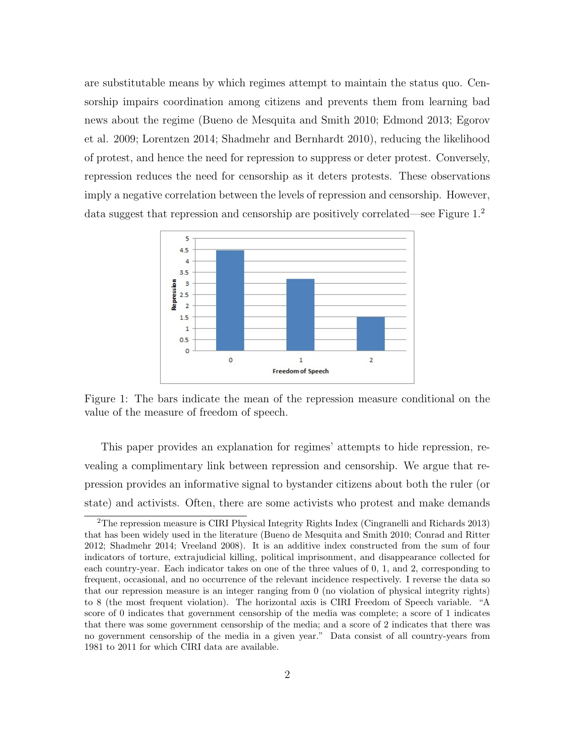are substitutable means by which regimes attempt to maintain the status quo. Censorship impairs coordination among citizens and prevents them from learning bad news about the regime (Bueno de Mesquita and Smith 2010; Edmond 2013; Egorov et al. 2009; Lorentzen 2014; Shadmehr and Bernhardt 2010), reducing the likelihood of protest, and hence the need for repression to suppress or deter protest. Conversely, repression reduces the need for censorship as it deters protests. These observations imply a negative correlation between the levels of repression and censorship. However, data suggest that repression and censorship are positively correlated—see Figure 1.[2]

Figure 1: The bars indicate the mean of the repression measure conditional on the value of the measure of freedom of speech.

This paper provides an explanation for regimes' attempts to hide repression, revealing a complimentary link between repression and censorship. We argue that repression provides an informative signal to bystander citizens about both the ruler (or state) and activists. Often, there are some activists who protest and make demands

[2] The repression measure is CIRI Physical Integrity Rights Index (Cingranelli and Richards 2013) that has been widely used in the literature (Bueno de Mesquita and Smith 2010; Conrad and Ritter 2012; Shadmehr 2014; Vreeland 2008). It is an additive index constructed from the sum of four indicators of torture, extrajudicial killing, political imprisonment, and disappearance collected for each country-year. Each indicator takes on one of the three values of 0, 1, and 2, corresponding to frequent, occasional, and no occurrence of the relevant incidence respectively. I reverse the data so that our repression measure is an integer ranging from 0 (no violation of physical integrity rights) to 8 (the most frequent violation). The horizontal axis is CIRI Freedom of Speech variable. "A score of 0 indicates that government censorship of the media was complete; a score of 1 indicates that there was some government censorship of the media; and a score of 2 indicates that there was no government censorship of the media in a given year." Data consist of all country-years from 1981 to 2011 for which CIRI data are available.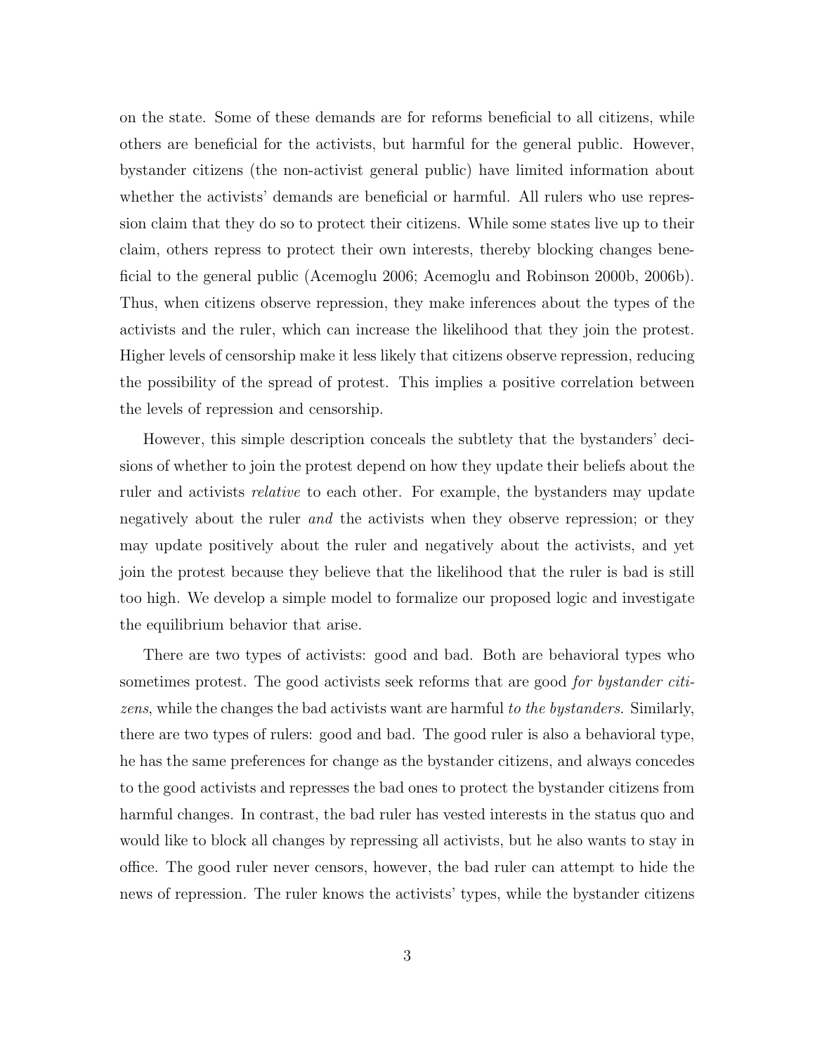on the state. Some of these demands are for reforms beneficial to all citizens, while others are beneficial for the activists, but harmful for the general public. However, bystander citizens (the non-activist general public) have limited information about whether the activists' demands are beneficial or harmful. All rulers who use repression claim that they do so to protect their citizens. While some states live up to their claim, others repress to protect their own interests, thereby blocking changes beneficial to the general public (Acemoglu 2006; Acemoglu and Robinson 2000b, 2006b). Thus, when citizens observe repression, they make inferences about the types of the activists and the ruler, which can increase the likelihood that they join the protest. Higher levels of censorship make it less likely that citizens observe repression, reducing the possibility of the spread of protest. This implies a positive correlation between the levels of repression and censorship.

However, this simple description conceals the subtlety that the bystanders' decisions of whether to join the protest depend on how they update their beliefs about the ruler and activists *relative* to each other. For example, the bystanders may update negatively about the ruler *and* the activists when they observe repression; or they may update positively about the ruler and negatively about the activists, and yet join the protest because they believe that the likelihood that the ruler is bad is still too high. We develop a simple model to formalize our proposed logic and investigate the equilibrium behavior that arise.

There are two types of activists: good and bad. Both are behavioral types who sometimes protest. The good activists seek reforms that are good *for bystander citizens*, while the changes the bad activists want are harmful *to the bystanders*. Similarly, there are two types of rulers: good and bad. The good ruler is also a behavioral type, he has the same preferences for change as the bystander citizens, and always concedes to the good activists and represses the bad ones to protect the bystander citizens from harmful changes. In contrast, the bad ruler has vested interests in the status quo and would like to block all changes by repressing all activists, but he also wants to stay in office. The good ruler never censors, however, the bad ruler can attempt to hide the news of repression. The ruler knows the activists' types, while the bystander citizens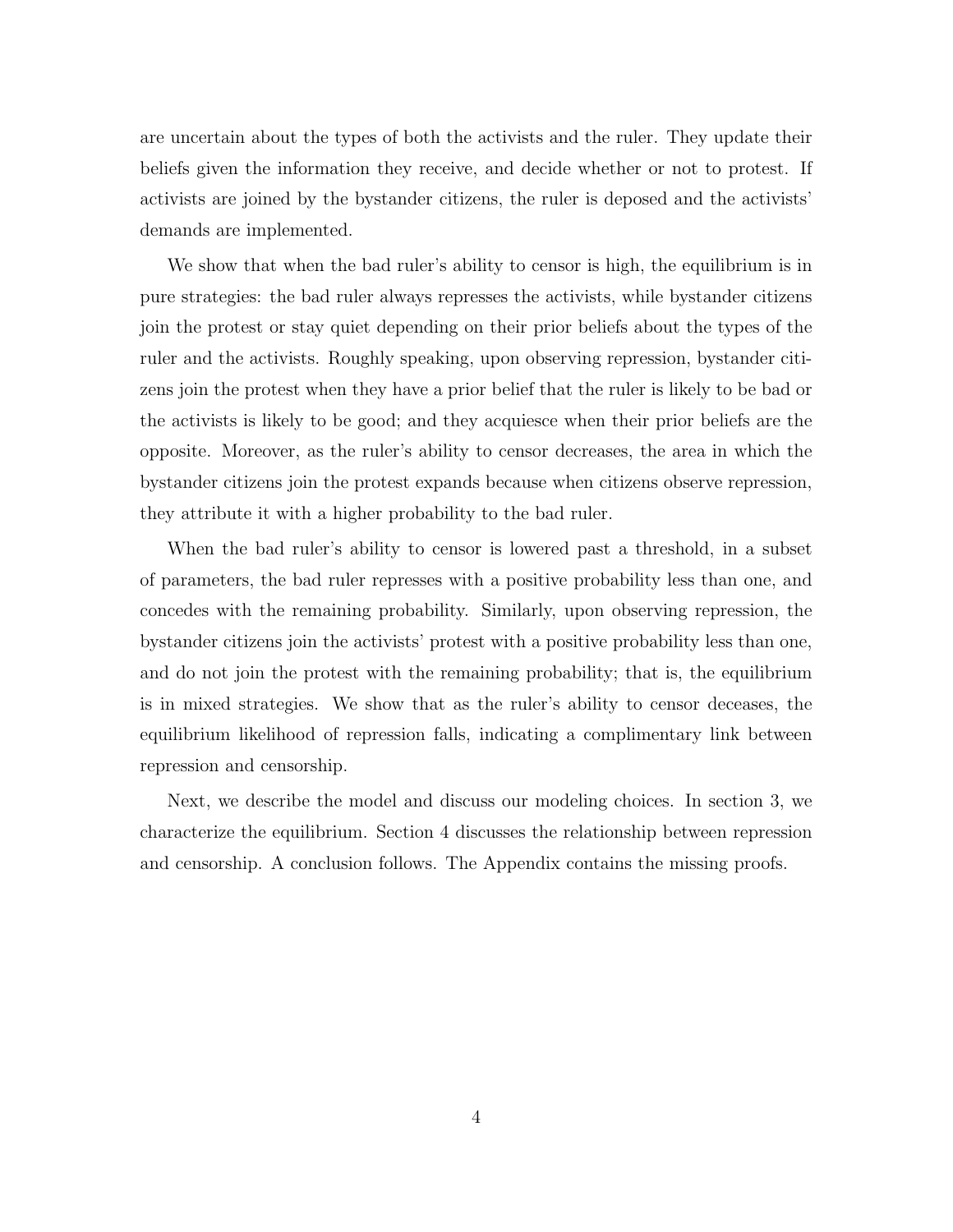are uncertain about the types of both the activists and the ruler. They update their beliefs given the information they receive, and decide whether or not to protest. If activists are joined by the bystander citizens, the ruler is deposed and the activists' demands are implemented.

We show that when the bad ruler's ability to censor is high, the equilibrium is in pure strategies: the bad ruler always represses the activists, while bystander citizens join the protest or stay quiet depending on their prior beliefs about the types of the ruler and the activists. Roughly speaking, upon observing repression, bystander citizens join the protest when they have a prior belief that the ruler is likely to be bad or the activists is likely to be good; and they acquiesce when their prior beliefs are the opposite. Moreover, as the ruler's ability to censor decreases, the area in which the bystander citizens join the protest expands because when citizens observe repression, they attribute it with a higher probability to the bad ruler.

When the bad ruler's ability to censor is lowered past a threshold, in a subset of parameters, the bad ruler represses with a positive probability less than one, and concedes with the remaining probability. Similarly, upon observing repression, the bystander citizens join the activists' protest with a positive probability less than one, and do not join the protest with the remaining probability; that is, the equilibrium is in mixed strategies. We show that as the ruler's ability to censor deceases, the equilibrium likelihood of repression falls, indicating a complimentary link between repression and censorship.

Next, we describe the model and discuss our modeling choices. In section 3, we characterize the equilibrium. Section 4 discusses the relationship between repression and censorship. A conclusion follows. The Appendix contains the missing proofs.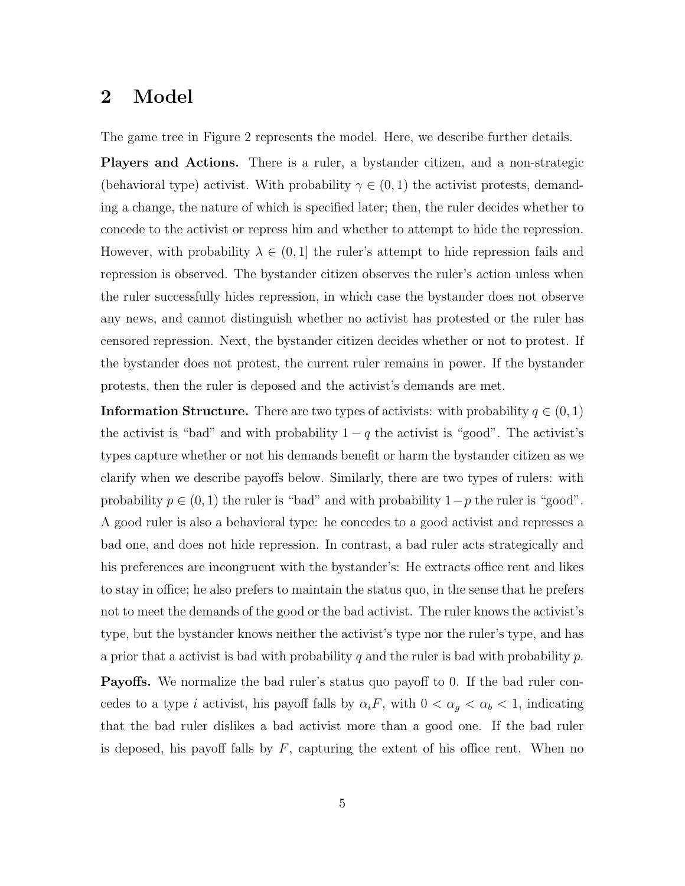## 2 Model

The game tree in Figure 2 represents the model. Here, we describe further details.

**Players and Actions.** There is a ruler, a bystander citizen, and a non-strategic (behavioral type) activist. With probability $\gamma \in (0, 1)$ the activist protests, demanding a change, the nature of which is specified later; then, the ruler decides whether to concede to the activist or repress him and whether to attempt to hide the repression. However, with probability $\lambda \in (0, 1]$ the ruler's attempt to hide repression fails and repression is observed. The bystander citizen observes the ruler's action unless when the ruler successfully hides repression, in which case the bystander does not observe any news, and cannot distinguish whether no activist has protested or the ruler has censored repression. Next, the bystander citizen decides whether or not to protest. If the bystander does not protest, the current ruler remains in power. If the bystander protests, then the ruler is deposed and the activist's demands are met.

**Information Structure.** There are two types of activists: with probability $q \in (0, 1)$ the activist is "bad" and with probability $1 - q$ the activist is "good". The activist's types capture whether or not his demands benefit or harm the bystander citizen as we clarify when we describe payoffs below. Similarly, there are two types of rulers: with probability $p \in (0, 1)$ the ruler is "bad" and with probability $1-p$ the ruler is "good". A good ruler is also a behavioral type: he concedes to a good activist and represses a bad one, and does not hide repression. In contrast, a bad ruler acts strategically and his preferences are incongruent with the bystander's: He extracts office rent and likes to stay in office; he also prefers to maintain the status quo, in the sense that he prefers not to meet the demands of the good or the bad activist. The ruler knows the activist's type, but the bystander knows neither the activist's type nor the ruler's type, and has a prior that a activist is bad with probability $q$ and the ruler is bad with probability $p$.

**Payoffs.** We normalize the bad ruler's status quo payoff to 0. If the bad ruler concedes to a type $i$ activist, his payoff falls by $\alpha_i F$, with $0 < \alpha_g < \alpha_b < 1$, indicating that the bad ruler dislikes a bad activist more than a good one. If the bad ruler is deposed, his payoff falls by $F$, capturing the extent of his office rent. When no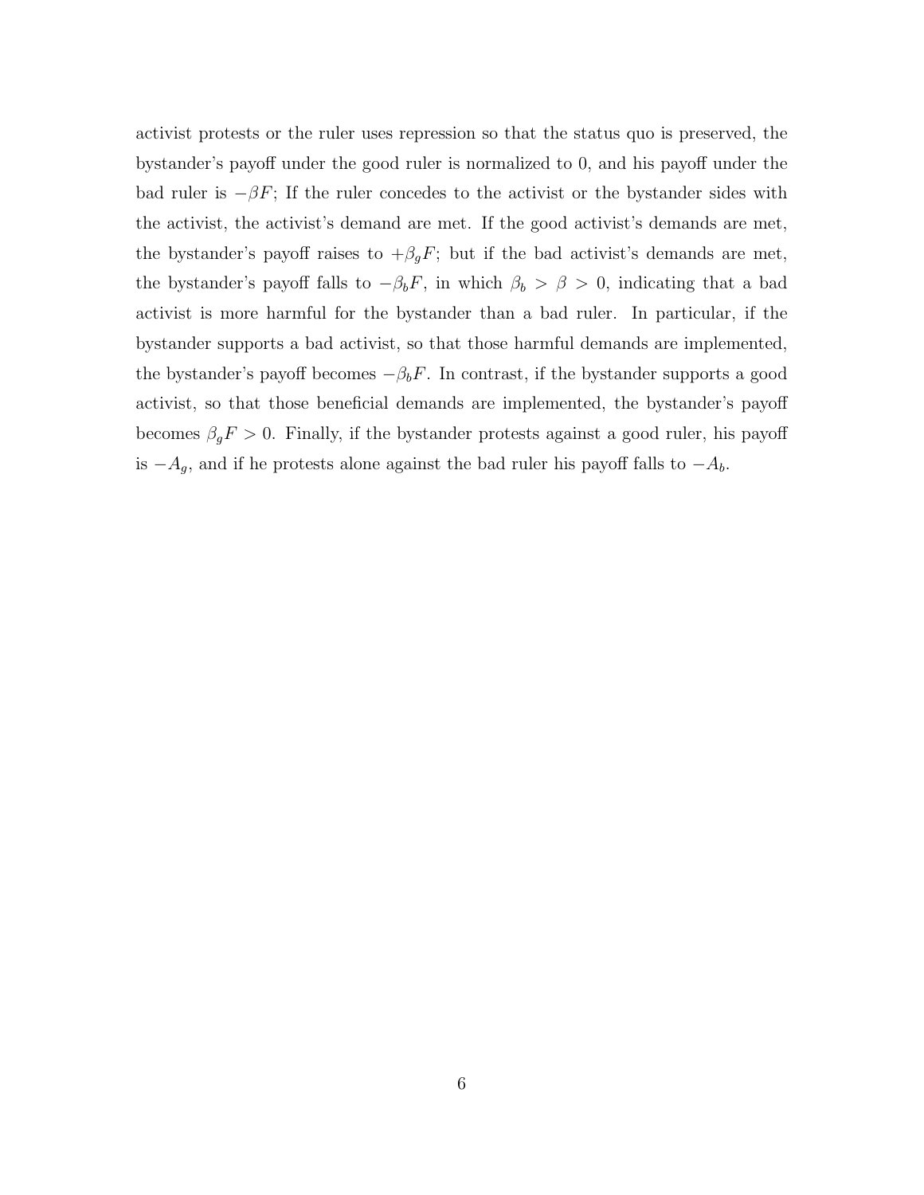activist protests or the ruler uses repression so that the status quo is preserved, the bystander's payoff under the good ruler is normalized to 0, and his payoff under the bad ruler is $-\beta F$; If the ruler concedes to the activist or the bystander sides with the activist, the activist's demand are met. If the good activist's demands are met, the bystander's payoff raises to $+\beta_g F$; but if the bad activist's demands are met, the bystander's payoff falls to $-\beta_b F$, in which $\beta_b > \beta > 0$, indicating that a bad activist is more harmful for the bystander than a bad ruler. In particular, if the bystander supports a bad activist, so that those harmful demands are implemented, the bystander's payoff becomes $-\beta_b F$. In contrast, if the bystander supports a good activist, so that those beneficial demands are implemented, the bystander's payoff becomes $\beta_g F > 0$. Finally, if the bystander protests against a good ruler, his payoff is $-A_g$, and if he protests alone against the bad ruler his payoff falls to $-A_b$.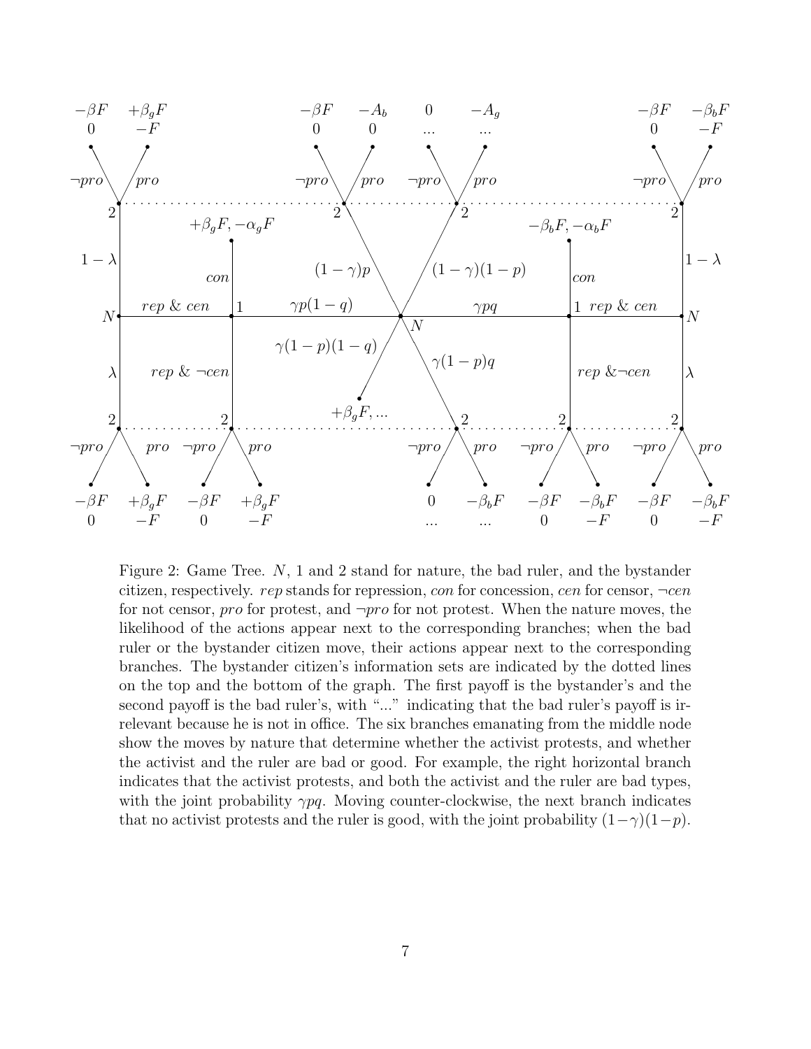Figure 2: Game Tree. $N$, 1 and 2 stand for nature, the bad ruler, and the bystander citizen, respectively. *rep* stands for repression, *con* for concession, *cen* for censor, $\neg$*cen* for not censor, *pro* for protest, and $\neg$*pro* for not protest. When the nature moves, the likelihood of the actions appear next to the corresponding branches; when the bad ruler or the bystander citizen move, their actions appear next to the corresponding branches. The bystander citizen's information sets are indicated by the dotted lines on the top and the bottom of the graph. The first payoff is the bystander's and the second payoff is the bad ruler's, with "..." indicating that the bad ruler's payoff is irrelevant because he is not in office. The six branches emanating from the middle node show the moves by nature that determine whether the activist protests, and whether the activist and the ruler are bad or good. For example, the right horizontal branch indicates that the activist protests, and both the activist and the ruler are bad types, with the joint probability $\gamma pq$. Moving counter-clockwise, the next branch indicates that no activist protests and the ruler is good, with the joint probability $(1-\gamma)(1-p)$.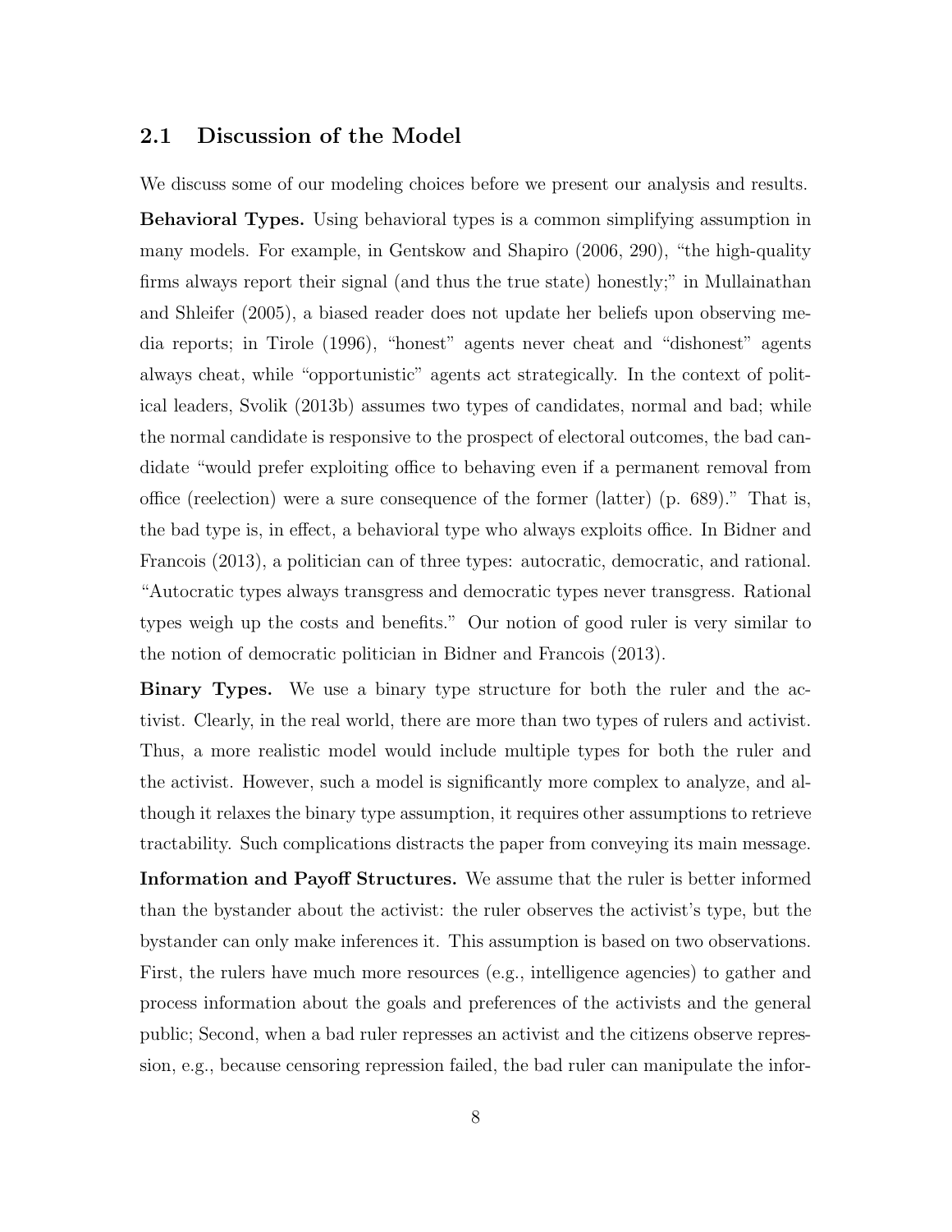## 2.1 Discussion of the Model

We discuss some of our modeling choices before we present our analysis and results.

**Behavioral Types.** Using behavioral types is a common simplifying assumption in many models. For example, in Gentskow and Shapiro (2006, 290), "the high-quality firms always report their signal (and thus the true state) honestly;" in Mullainathan and Shleifer (2005), a biased reader does not update her beliefs upon observing media reports; in Tirole (1996), "honest" agents never cheat and "dishonest" agents always cheat, while "opportunistic" agents act strategically. In the context of political leaders, Svolik (2013b) assumes two types of candidates, normal and bad; while the normal candidate is responsive to the prospect of electoral outcomes, the bad candidate "would prefer exploiting office to behaving even if a permanent removal from office (reelection) were a sure consequence of the former (latter) (p. 689)." That is, the bad type is, in effect, a behavioral type who always exploits office. In Bidner and Francois (2013), a politician can of three types: autocratic, democratic, and rational. "Autocratic types always transgress and democratic types never transgress. Rational types weigh up the costs and benefits." Our notion of good ruler is very similar to the notion of democratic politician in Bidner and Francois (2013).

**Binary Types.** We use a binary type structure for both the ruler and the activist. Clearly, in the real world, there are more than two types of rulers and activist. Thus, a more realistic model would include multiple types for both the ruler and the activist. However, such a model is significantly more complex to analyze, and although it relaxes the binary type assumption, it requires other assumptions to retrieve tractability. Such complications distracts the paper from conveying its main message.

**Information and Payoff Structures.** We assume that the ruler is better informed than the bystander about the activist: the ruler observes the activist's type, but the bystander can only make inferences it. This assumption is based on two observations. First, the rulers have much more resources (e.g., intelligence agencies) to gather and process information about the goals and preferences of the activists and the general public; Second, when a bad ruler represses an activist and the citizens observe repression, e.g., because censoring repression failed, the bad ruler can manipulate the infor-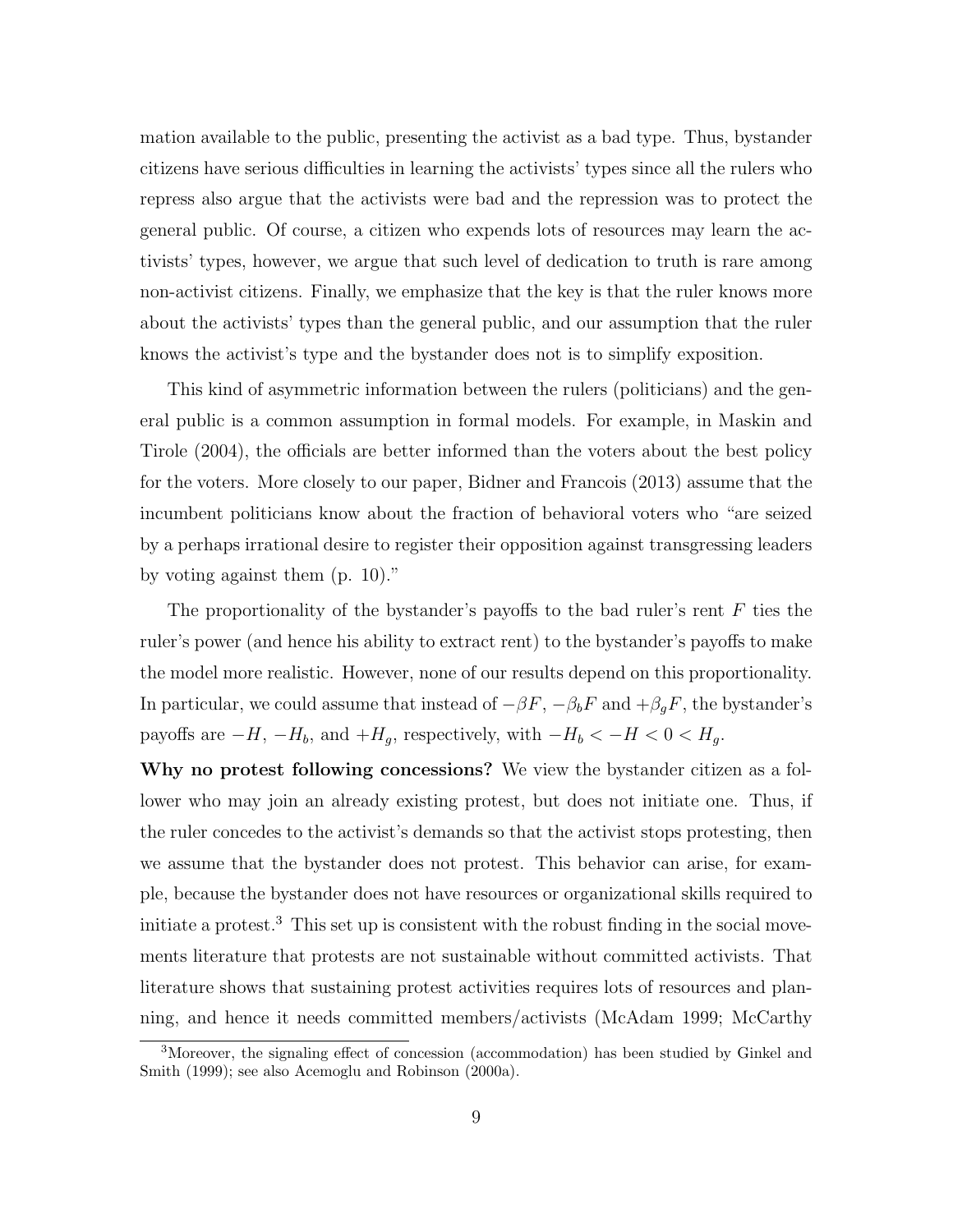mation available to the public, presenting the activist as a bad type. Thus, bystander citizens have serious difficulties in learning the activists' types since all the rulers who repress also argue that the activists were bad and the repression was to protect the general public. Of course, a citizen who expends lots of resources may learn the activists' types, however, we argue that such level of dedication to truth is rare among non-activist citizens. Finally, we emphasize that the key is that the ruler knows more about the activists' types than the general public, and our assumption that the ruler knows the activist's type and the bystander does not is to simplify exposition.

This kind of asymmetric information between the rulers (politicians) and the general public is a common assumption in formal models. For example, in Maskin and Tirole (2004), the officials are better informed than the voters about the best policy for the voters. More closely to our paper, Bidner and Francois (2013) assume that the incumbent politicians know about the fraction of behavioral voters who "are seized by a perhaps irrational desire to register their opposition against transgressing leaders by voting against them (p. 10)."

The proportionality of the bystander's payoffs to the bad ruler's rent $F$ ties the ruler's power (and hence his ability to extract rent) to the bystander's payoffs to make the model more realistic. However, none of our results depend on this proportionality. In particular, we could assume that instead of $-\beta F$, $-\beta_b F$ and $+\beta_g F$, the bystander's payoffs are $-H$, $-H_b$, and $+H_g$, respectively, with $-H_b < -H < 0 < H_g$.

**Why no protest following concessions?** We view the bystander citizen as a follower who may join an already existing protest, but does not initiate one. Thus, if the ruler concedes to the activist's demands so that the activist stops protesting, then we assume that the bystander does not protest. This behavior can arise, for example, because the bystander does not have resources or organizational skills required to initiate a protest.[3] This set up is consistent with the robust finding in the social movements literature that protests are not sustainable without committed activists. That literature shows that sustaining protest activities requires lots of resources and planning, and hence it needs committed members/activists (McAdam 1999; McCarthy

[3] Moreover, the signaling effect of concession (accommodation) has been studied by Ginkel and Smith (1999); see also Acemoglu and Robinson (2000a).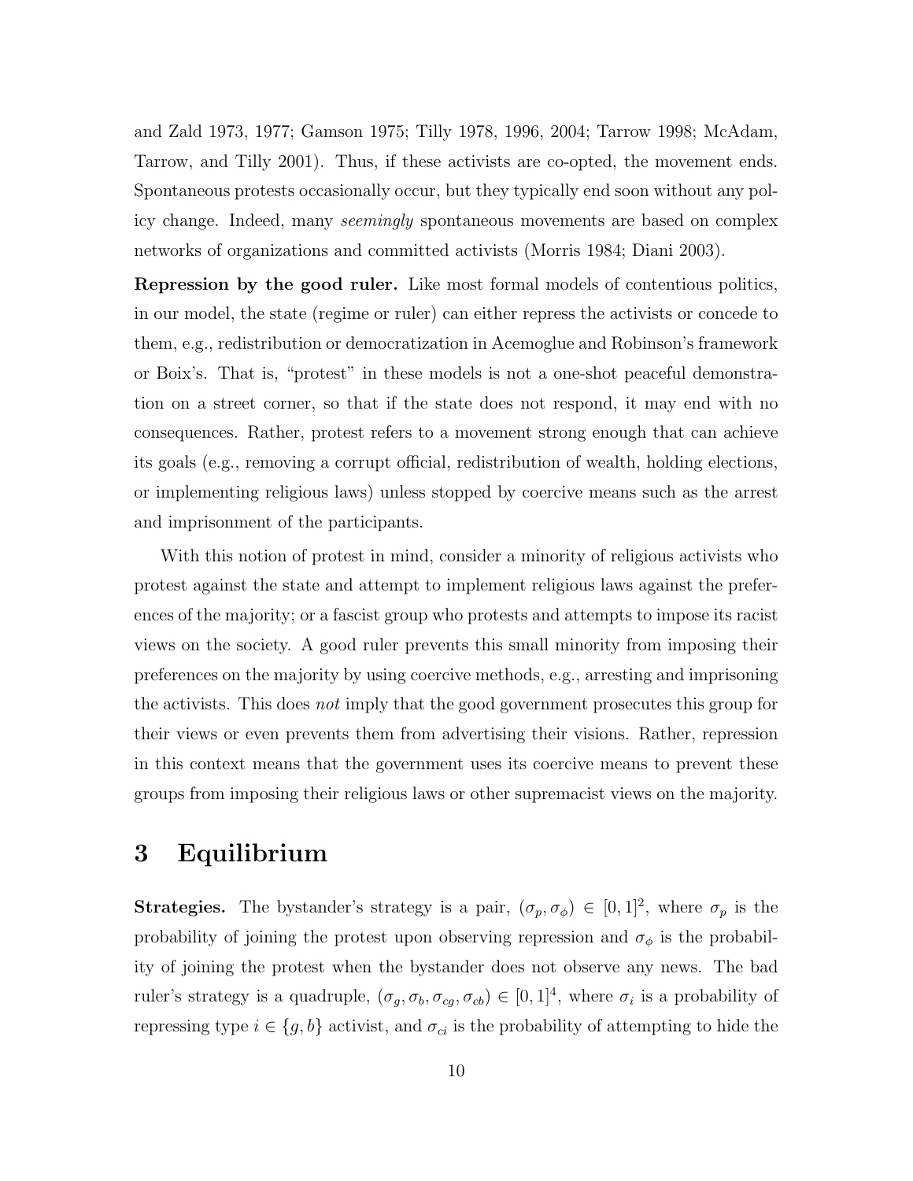and Zald 1973, 1977; Gamson 1975; Tilly 1978, 1996, 2004; Tarrow 1998; McAdam, Tarrow, and Tilly 2001). Thus, if these activists are co-opted, the movement ends. Spontaneous protests occasionally occur, but they typically end soon without any policy change. Indeed, many *seemingly* spontaneous movements are based on complex networks of organizations and committed activists (Morris 1984; Diani 2003).

**Repression by the good ruler.** Like most formal models of contentious politics, in our model, the state (regime or ruler) can either repress the activists or concede to them, e.g., redistribution or democratization in Acemoglue and Robinson's framework or Boix's. That is, "protest" in these models is not a one-shot peaceful demonstration on a street corner, so that if the state does not respond, it may end with no consequences. Rather, protest refers to a movement strong enough that can achieve its goals (e.g., removing a corrupt official, redistribution of wealth, holding elections, or implementing religious laws) unless stopped by coercive means such as the arrest and imprisonment of the participants.

With this notion of protest in mind, consider a minority of religious activists who protest against the state and attempt to implement religious laws against the preferences of the majority; or a fascist group who protests and attempts to impose its racist views on the society. A good ruler prevents this small minority from imposing their preferences on the majority by using coercive methods, e.g., arresting and imprisoning the activists. This does *not* imply that the good government prosecutes this group for their views or even prevents them from advertising their visions. Rather, repression in this context means that the government uses its coercive means to prevent these groups from imposing their religious laws or other supremacist views on the majority.

# 3 Equilibrium

**Strategies.** The bystander's strategy is a pair, $(\sigma_p, \sigma_\phi) \in [0,1]^2$, where $\sigma_p$ is the probability of joining the protest upon observing repression and $\sigma_\phi$ is the probability of joining the protest when the bystander does not observe any news. The bad ruler's strategy is a quadruple, $(\sigma_g, \sigma_b, \sigma_{cg}, \sigma_{cb}) \in [0,1]^4$, where $\sigma_i$ is a probability of repressing type $i \in \{g, b\}$ activist, and $\sigma_{ci}$ is the probability of attempting to hide the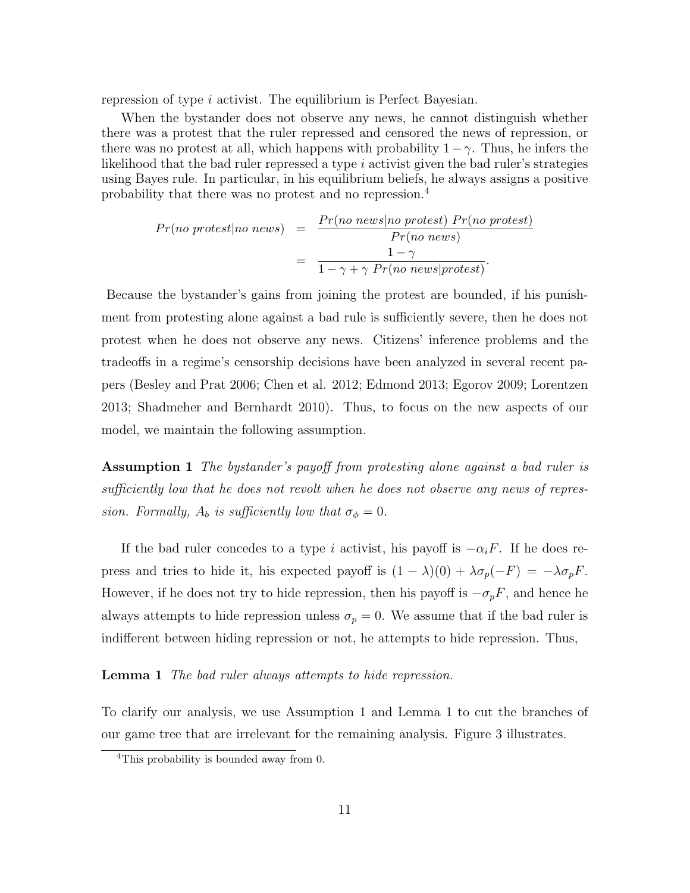repression of type $i$ activist. The equilibrium is Perfect Bayesian.

When the bystander does not observe any news, he cannot distinguish whether there was a protest that the ruler repressed and censored the news of repression, or there was no protest at all, which happens with probability $1-\gamma$. Thus, he infers the likelihood that the bad ruler repressed a type $i$ activist given the bad ruler's strategies using Bayes rule. In particular, in his equilibrium beliefs, he always assigns a positive probability that there was no protest and no repression.[4]

$$
\begin{aligned}
Pr(\textit{no protest}|\textit{no news}) &= \frac{Pr(\textit{no news}|\textit{no protest})\ Pr(\textit{no protest})}{Pr(\textit{no news})} \\
&= \frac{1-\gamma}{1-\gamma+\gamma\ Pr(\textit{no news}|\textit{protest})}.
\end{aligned}
$$

Because the bystander's gains from joining the protest are bounded, if his punishment from protesting alone against a bad rule is sufficiently severe, then he does not protest when he does not observe any news. Citizens' inference problems and the tradeoffs in a regime's censorship decisions have been analyzed in several recent papers (Besley and Prat 2006; Chen et al. 2012; Edmond 2013; Egorov 2009; Lorentzen 2013; Shadmeher and Bernhardt 2010). Thus, to focus on the new aspects of our model, we maintain the following assumption.

**Assumption 1** *The bystander's payoff from protesting alone against a bad ruler is sufficiently low that he does not revolt when he does not observe any news of repression. Formally, $A_b$ is sufficiently low that $\sigma_\phi = 0$.*

If the bad ruler concedes to a type $i$ activist, his payoff is $-\alpha_i F$. If he does repress and tries to hide it, his expected payoff is $(1-\lambda)(0) + \lambda\sigma_p(-F) = -\lambda\sigma_p F$. However, if he does not try to hide repression, then his payoff is $-\sigma_p F$, and hence he always attempts to hide repression unless $\sigma_p = 0$. We assume that if the bad ruler is indifferent between hiding repression or not, he attempts to hide repression. Thus,

**Lemma 1** *The bad ruler always attempts to hide repression.*

To clarify our analysis, we use Assumption 1 and Lemma 1 to cut the branches of our game tree that are irrelevant for the remaining analysis. Figure 3 illustrates.

[4] This probability is bounded away from 0.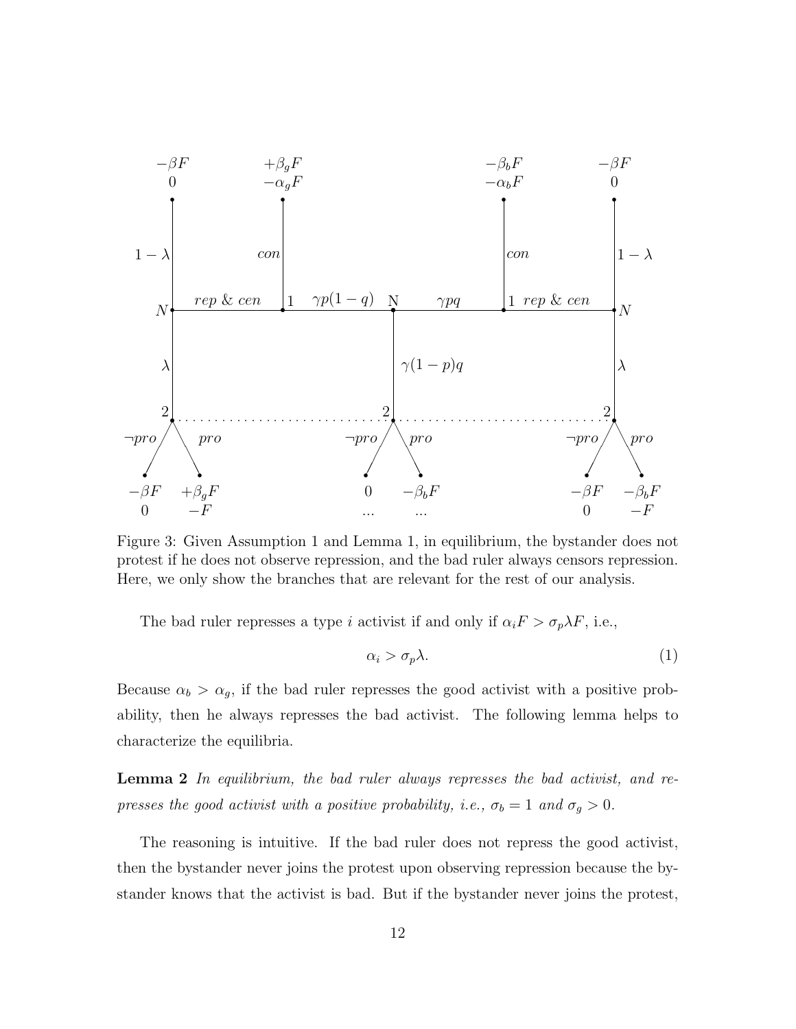Figure 3: Given Assumption 1 and Lemma 1, in equilibrium, the bystander does not protest if he does not observe repression, and the bad ruler always censors repression. Here, we only show the branches that are relevant for the rest of our analysis.

The bad ruler represses a type $i$ activist if and only if $\alpha_i F > \sigma_p \lambda F$, i.e.,

$$\alpha_i > \sigma_p \lambda. \tag{1}$$

Because $\alpha_b > \alpha_g$, if the bad ruler represses the good activist with a positive probability, then he always represses the bad activist. The following lemma helps to characterize the equilibria.

**Lemma 2** *In equilibrium, the bad ruler always represses the bad activist, and represses the good activist with a positive probability, i.e., $\sigma_b = 1$ and $\sigma_g > 0$.*

The reasoning is intuitive. If the bad ruler does not repress the good activist, then the bystander never joins the protest upon observing repression because the bystander knows that the activist is bad. But if the bystander never joins the protest,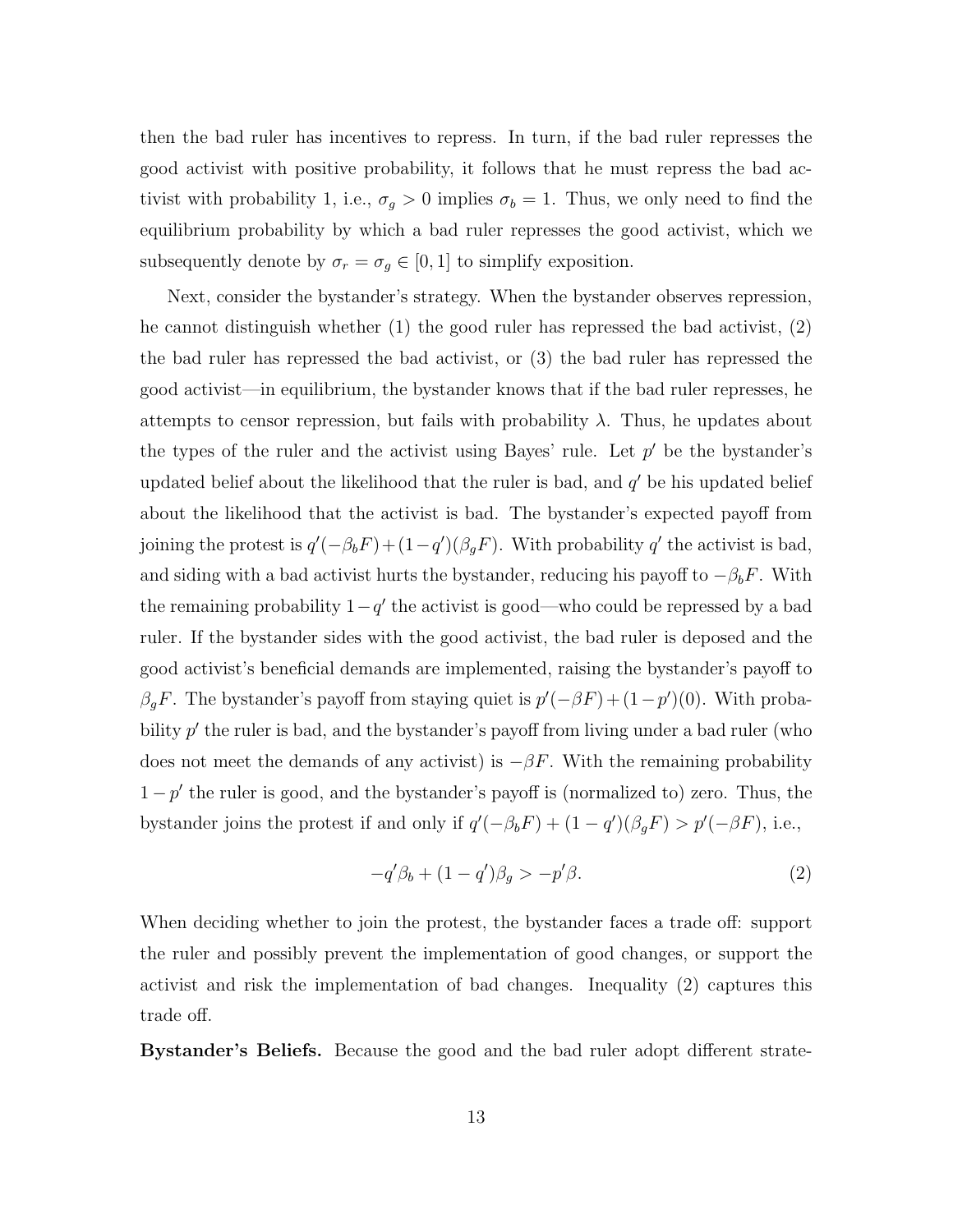then the bad ruler has incentives to repress. In turn, if the bad ruler represses the good activist with positive probability, it follows that he must repress the bad activist with probability 1, i.e., $\sigma_g > 0$ implies $\sigma_b = 1$. Thus, we only need to find the equilibrium probability by which a bad ruler represses the good activist, which we subsequently denote by $\sigma_r = \sigma_g \in [0, 1]$ to simplify exposition.

Next, consider the bystander's strategy. When the bystander observes repression, he cannot distinguish whether (1) the good ruler has repressed the bad activist, (2) the bad ruler has repressed the bad activist, or (3) the bad ruler has repressed the good activist—in equilibrium, the bystander knows that if the bad ruler represses, he attempts to censor repression, but fails with probability $\lambda$. Thus, he updates about the types of the ruler and the activist using Bayes' rule. Let $p'$ be the bystander's updated belief about the likelihood that the ruler is bad, and $q'$ be his updated belief about the likelihood that the activist is bad. The bystander's expected payoff from joining the protest is $q'(-\beta_b F) + (1-q')(\beta_g F)$. With probability $q'$ the activist is bad, and siding with a bad activist hurts the bystander, reducing his payoff to $-\beta_b F$. With the remaining probability $1-q'$ the activist is good—who could be repressed by a bad ruler. If the bystander sides with the good activist, the bad ruler is deposed and the good activist's beneficial demands are implemented, raising the bystander's payoff to $\beta_g F$. The bystander's payoff from staying quiet is $p'(-\beta F) + (1-p')(0)$. With probability $p'$ the ruler is bad, and the bystander's payoff from living under a bad ruler (who does not meet the demands of any activist) is $-\beta F$. With the remaining probability $1-p'$ the ruler is good, and the bystander's payoff is (normalized to) zero. Thus, the bystander joins the protest if and only if $q'(-\beta_b F) + (1-q')(\beta_g F) > p'(-\beta F)$, i.e.,

$$-q'\beta_b + (1-q')\beta_g > -p'\beta. \tag{2}$$

When deciding whether to join the protest, the bystander faces a trade off: support the ruler and possibly prevent the implementation of good changes, or support the activist and risk the implementation of bad changes. Inequality (2) captures this trade off.

**Bystander's Beliefs.** Because the good and the bad ruler adopt different strate-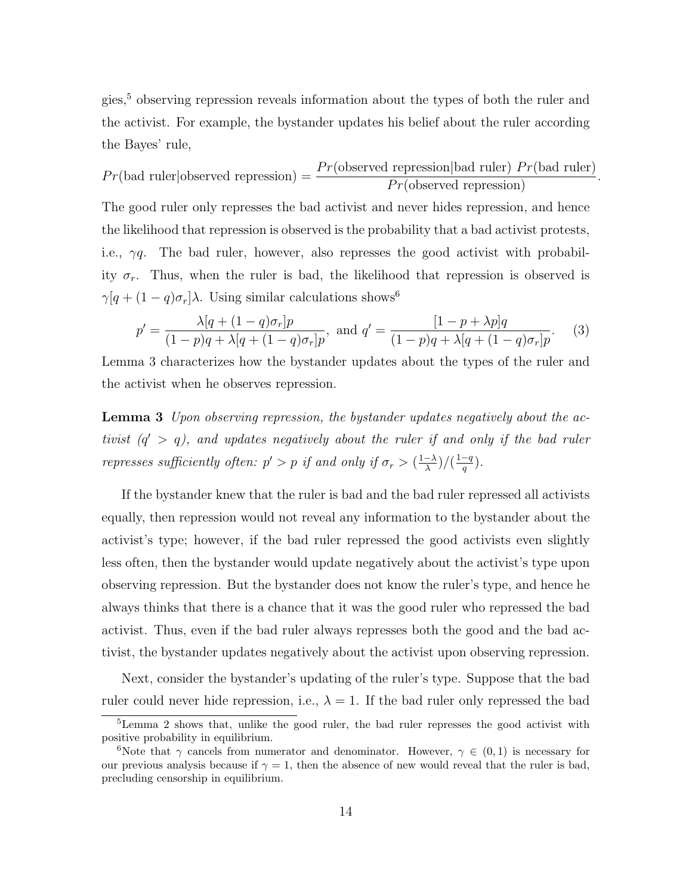gies,[5] observing repression reveals information about the types of both the ruler and the activist. For example, the bystander updates his belief about the ruler according the Bayes' rule,

$$Pr(\text{bad ruler}|\text{observed repression}) = \frac{Pr(\text{observed repression}|\text{bad ruler})\ Pr(\text{bad ruler})}{Pr(\text{observed repression})}.$$

The good ruler only represses the bad activist and never hides repression, and hence the likelihood that repression is observed is the probability that a bad activist protests, i.e., $\gamma q$. The bad ruler, however, also represses the good activist with probability $\sigma_r$. Thus, when the ruler is bad, the likelihood that repression is observed is $\gamma[q + (1-q)\sigma_r]\lambda$. Using similar calculations shows[6]

$$p' = \frac{\lambda[q + (1-q)\sigma_r]p}{(1-p)q + \lambda[q + (1-q)\sigma_r]p}, \text{ and } q' = \frac{[1 - p + \lambda p]q}{(1-p)q + \lambda[q + (1-q)\sigma_r]p}. \quad (3)$$

Lemma 3 characterizes how the bystander updates about the types of the ruler and the activist when he observes repression.

**Lemma 3** *Upon observing repression, the bystander updates negatively about the activist ($q' > q$), and updates negatively about the ruler if and only if the bad ruler represses sufficiently often: $p' > p$ if and only if $\sigma_r > (\frac{1-\lambda}{\lambda})/(\frac{1-q}{q})$.*

If the bystander knew that the ruler is bad and the bad ruler repressed all activists equally, then repression would not reveal any information to the bystander about the activist's type; however, if the bad ruler repressed the good activists even slightly less often, then the bystander would update negatively about the activist's type upon observing repression. But the bystander does not know the ruler's type, and hence he always thinks that there is a chance that it was the good ruler who repressed the bad activist. Thus, even if the bad ruler always represses both the good and the bad activist, the bystander updates negatively about the activist upon observing repression.

Next, consider the bystander's updating of the ruler's type. Suppose that the bad ruler could never hide repression, i.e., $\lambda = 1$. If the bad ruler only repressed the bad

[5] Lemma 2 shows that, unlike the good ruler, the bad ruler represses the good activist with positive probability in equilibrium.

[6] Note that $\gamma$ cancels from numerator and denominator. However, $\gamma \in (0, 1)$ is necessary for our previous analysis because if $\gamma = 1$, then the absence of new would reveal that the ruler is bad, precluding censorship in equilibrium.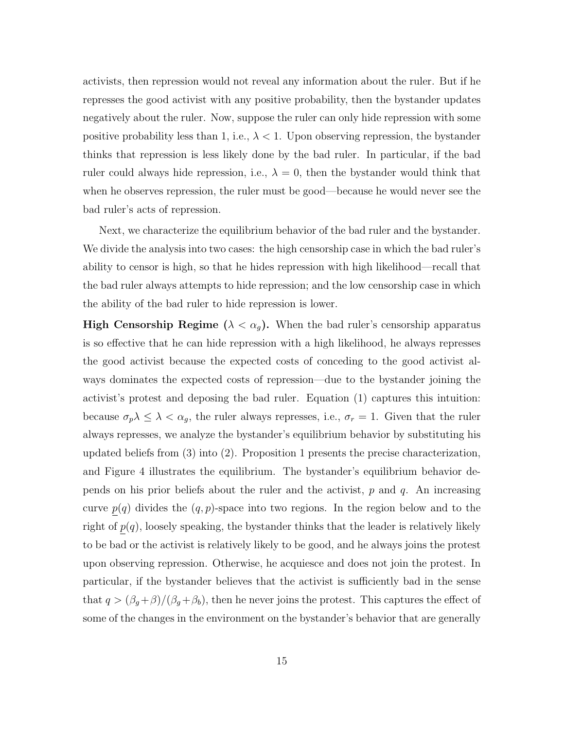activists, then repression would not reveal any information about the ruler. But if he represses the good activist with any positive probability, then the bystander updates negatively about the ruler. Now, suppose the ruler can only hide repression with some positive probability less than 1, i.e., $\lambda < 1$. Upon observing repression, the bystander thinks that repression is less likely done by the bad ruler. In particular, if the bad ruler could always hide repression, i.e., $\lambda = 0$, then the bystander would think that when he observes repression, the ruler must be good—because he would never see the bad ruler's acts of repression.

Next, we characterize the equilibrium behavior of the bad ruler and the bystander. We divide the analysis into two cases: the high censorship case in which the bad ruler's ability to censor is high, so that he hides repression with high likelihood—recall that the bad ruler always attempts to hide repression; and the low censorship case in which the ability of the bad ruler to hide repression is lower.

**High Censorship Regime ($\lambda < \alpha_g$).** When the bad ruler's censorship apparatus is so effective that he can hide repression with a high likelihood, he always represses the good activist because the expected costs of conceding to the good activist always dominates the expected costs of repression—due to the bystander joining the activist's protest and deposing the bad ruler. Equation (1) captures this intuition: because $\sigma_p \lambda \leq \lambda < \alpha_g$, the ruler always represses, i.e., $\sigma_r = 1$. Given that the ruler always represses, we analyze the bystander's equilibrium behavior by substituting his updated beliefs from (3) into (2). Proposition 1 presents the precise characterization, and Figure 4 illustrates the equilibrium. The bystander's equilibrium behavior depends on his prior beliefs about the ruler and the activist, $p$ and $q$. An increasing curve $\underline{p}(q)$ divides the $(q, p)$-space into two regions. In the region below and to the right of $\underline{p}(q)$, loosely speaking, the bystander thinks that the leader is relatively likely to be bad or the activist is relatively likely to be good, and he always joins the protest upon observing repression. Otherwise, he acquiesce and does not join the protest. In particular, if the bystander believes that the activist is sufficiently bad in the sense that $q > (\beta_g + \beta)/(\beta_g + \beta_b)$, then he never joins the protest. This captures the effect of some of the changes in the environment on the bystander's behavior that are generally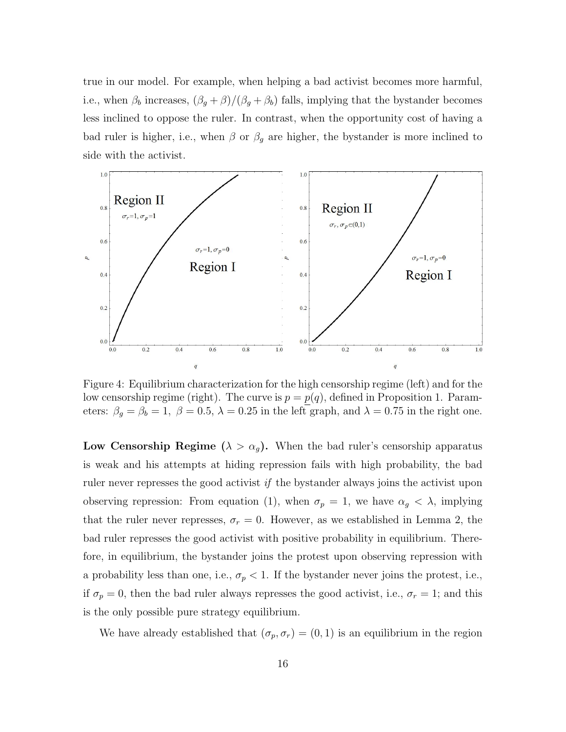true in our model. For example, when helping a bad activist becomes more harmful, i.e., when $\beta_b$ increases, $(\beta_g + \beta)/(\beta_g + \beta_b)$ falls, implying that the bystander becomes less inclined to oppose the ruler. In contrast, when the opportunity cost of having a bad ruler is higher, i.e., when $\beta$ or $\beta_g$ are higher, the bystander is more inclined to side with the activist.

Figure 4: Equilibrium characterization for the high censorship regime (left) and for the low censorship regime (right). The curve is $p = \underline{p}(q)$, defined in Proposition 1. Parameters: $\beta_g = \beta_b = 1$, $\beta = 0.5$, $\lambda = 0.25$ in the left graph, and $\lambda = 0.75$ in the right one.

**Low Censorship Regime ($\lambda > \alpha_g$).** When the bad ruler's censorship apparatus is weak and his attempts at hiding repression fails with high probability, the bad ruler never represses the good activist *if* the bystander always joins the activist upon observing repression: From equation (1), when $\sigma_p = 1$, we have $\alpha_g < \lambda$, implying that the ruler never represses, $\sigma_r = 0$. However, as we established in Lemma 2, the bad ruler represses the good activist with positive probability in equilibrium. Therefore, in equilibrium, the bystander joins the protest upon observing repression with a probability less than one, i.e., $\sigma_p < 1$. If the bystander never joins the protest, i.e., if $\sigma_p = 0$, then the bad ruler always represses the good activist, i.e., $\sigma_r = 1$; and this is the only possible pure strategy equilibrium.

We have already established that $(\sigma_p, \sigma_r) = (0, 1)$ is an equilibrium in the region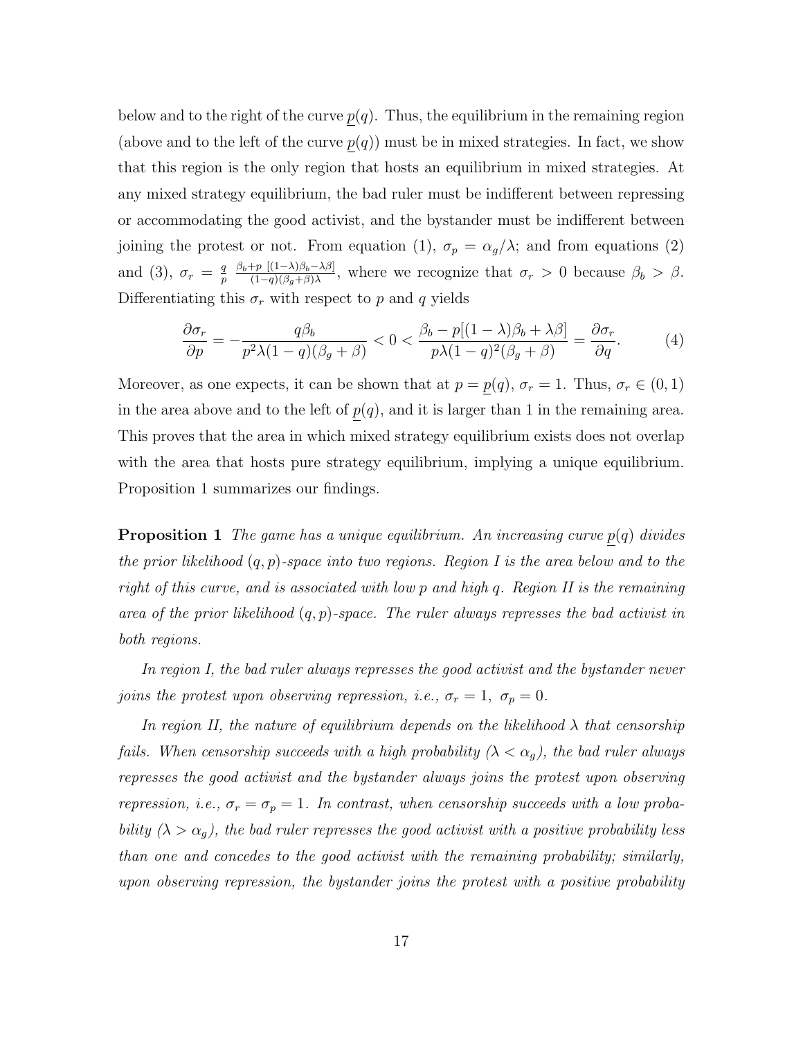below and to the right of the curve $\underline{p}(q)$. Thus, the equilibrium in the remaining region (above and to the left of the curve $\underline{p}(q)$) must be in mixed strategies. In fact, we show that this region is the only region that hosts an equilibrium in mixed strategies. At any mixed strategy equilibrium, the bad ruler must be indifferent between repressing or accommodating the good activist, and the bystander must be indifferent between joining the protest or not. From equation (1), $\sigma_p = \alpha_g/\lambda$; and from equations (2) and (3), $\sigma_r = \frac{q}{p}\ \frac{\beta_b + p\ [(1-\lambda)\beta_b - \lambda\beta]}{(1-q)(\beta_g+\beta)\lambda}$, where we recognize that $\sigma_r > 0$ because $\beta_b > \beta$. Differentiating this $\sigma_r$ with respect to $p$ and $q$ yields

$$\frac{\partial \sigma_r}{\partial p} = -\frac{q\beta_b}{p^2\lambda(1-q)(\beta_g+\beta)} < 0 < \frac{\beta_b - p[(1-\lambda)\beta_b + \lambda\beta]}{p\lambda(1-q)^2(\beta_g+\beta)} = \frac{\partial \sigma_r}{\partial q}. \tag{4}$$

Moreover, as one expects, it can be shown that at $p = \underline{p}(q)$, $\sigma_r = 1$. Thus, $\sigma_r \in (0, 1)$ in the area above and to the left of $\underline{p}(q)$, and it is larger than 1 in the remaining area. This proves that the area in which mixed strategy equilibrium exists does not overlap with the area that hosts pure strategy equilibrium, implying a unique equilibrium. Proposition 1 summarizes our findings.

**Proposition 1** *The game has a unique equilibrium. An increasing curve $\underline{p}(q)$ divides the prior likelihood $(q, p)$-space into two regions. Region I is the area below and to the right of this curve, and is associated with low $p$ and high $q$. Region II is the remaining area of the prior likelihood $(q, p)$-space. The ruler always represses the bad activist in both regions.*

*In region I, the bad ruler always represses the good activist and the bystander never joins the protest upon observing repression, i.e., $\sigma_r = 1,\ \sigma_p = 0$.*

*In region II, the nature of equilibrium depends on the likelihood $\lambda$ that censorship fails. When censorship succeeds with a high probability ($\lambda < \alpha_g$), the bad ruler always represses the good activist and the bystander always joins the protest upon observing repression, i.e., $\sigma_r = \sigma_p = 1$. In contrast, when censorship succeeds with a low probability ($\lambda > \alpha_g$), the bad ruler represses the good activist with a positive probability less than one and concedes to the good activist with the remaining probability; similarly, upon observing repression, the bystander joins the protest with a positive probability*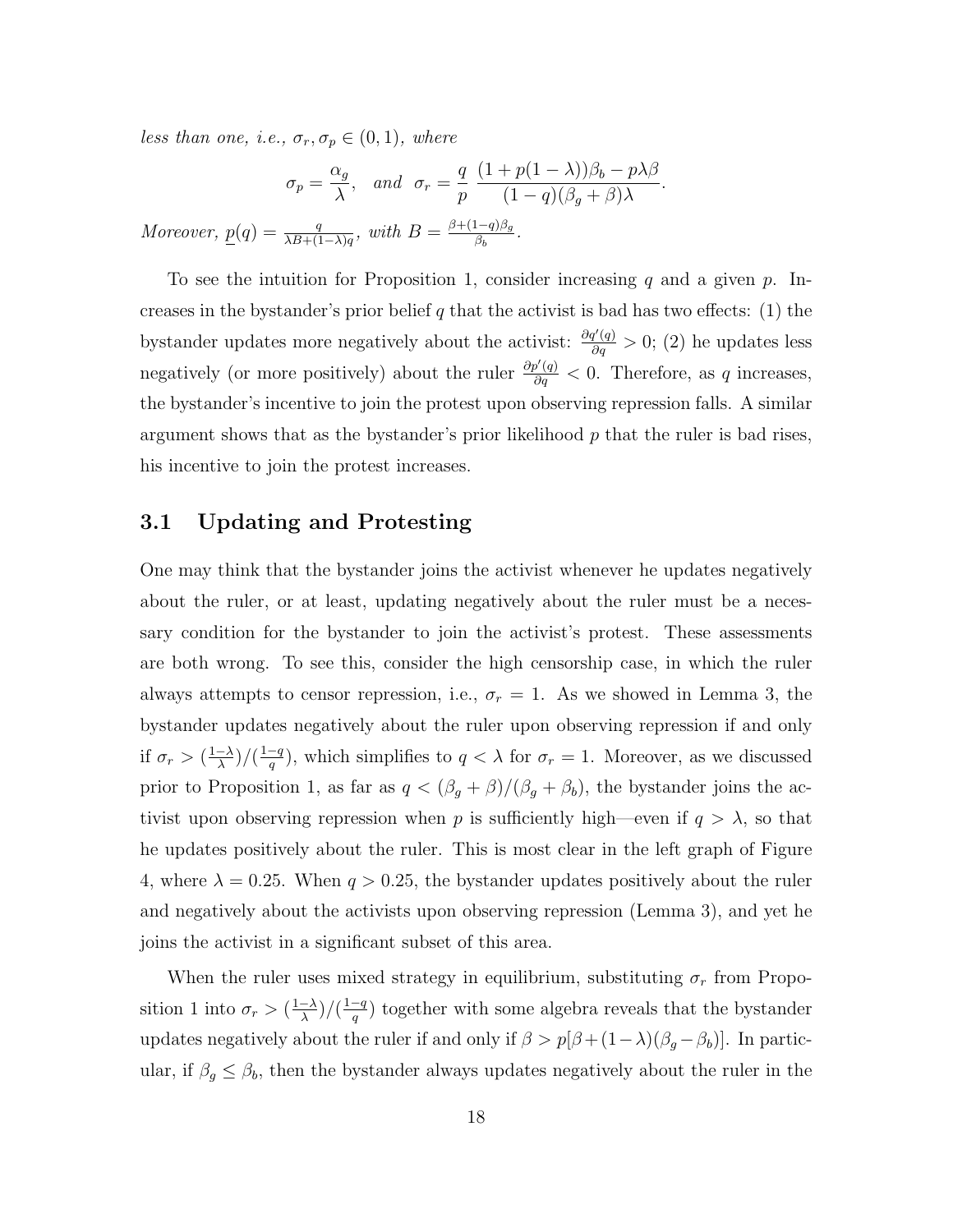*less than one, i.e.,* $\sigma_r, \sigma_p \in (0,1)$*, where*

$$\sigma_p = \frac{\alpha_g}{\lambda}, \quad and \quad \sigma_r = \frac{q}{p}\,\frac{(1+p(1-\lambda))\beta_b - p\lambda\beta}{(1-q)(\beta_g+\beta)\lambda}.$$

*Moreover,* $\underline{p}(q) = \frac{q}{\lambda B + (1-\lambda)q}$*, with* $B = \frac{\beta + (1-q)\beta_g}{\beta_b}$*.*

To see the intuition for Proposition 1, consider increasing $q$ and a given $p$. Increases in the bystander's prior belief $q$ that the activist is bad has two effects: (1) the bystander updates more negatively about the activist: $\frac{\partial q'(q)}{\partial q} > 0$; (2) he updates less negatively (or more positively) about the ruler $\frac{\partial p'(q)}{\partial q} < 0$. Therefore, as $q$ increases, the bystander's incentive to join the protest upon observing repression falls. A similar argument shows that as the bystander's prior likelihood $p$ that the ruler is bad rises, his incentive to join the protest increases.

## 3.1 Updating and Protesting

One may think that the bystander joins the activist whenever he updates negatively about the ruler, or at least, updating negatively about the ruler must be a necessary condition for the bystander to join the activist's protest. These assessments are both wrong. To see this, consider the high censorship case, in which the ruler always attempts to censor repression, i.e., $\sigma_r = 1$. As we showed in Lemma 3, the bystander updates negatively about the ruler upon observing repression if and only if $\sigma_r > (\frac{1-\lambda}{\lambda})/(\frac{1-q}{q})$, which simplifies to $q < \lambda$ for $\sigma_r = 1$. Moreover, as we discussed prior to Proposition 1, as far as $q < (\beta_g + \beta)/(\beta_g + \beta_b)$, the bystander joins the activist upon observing repression when $p$ is sufficiently high—even if $q > \lambda$, so that he updates positively about the ruler. This is most clear in the left graph of Figure 4, where $\lambda = 0.25$. When $q > 0.25$, the bystander updates positively about the ruler and negatively about the activists upon observing repression (Lemma 3), and yet he joins the activist in a significant subset of this area.

When the ruler uses mixed strategy in equilibrium, substituting $\sigma_r$ from Proposition 1 into $\sigma_r > (\frac{1-\lambda}{\lambda})/(\frac{1-q}{q})$ together with some algebra reveals that the bystander updates negatively about the ruler if and only if $\beta > p[\beta + (1-\lambda)(\beta_g - \beta_b)]$. In particular, if $\beta_g \leq \beta_b$, then the bystander always updates negatively about the ruler in the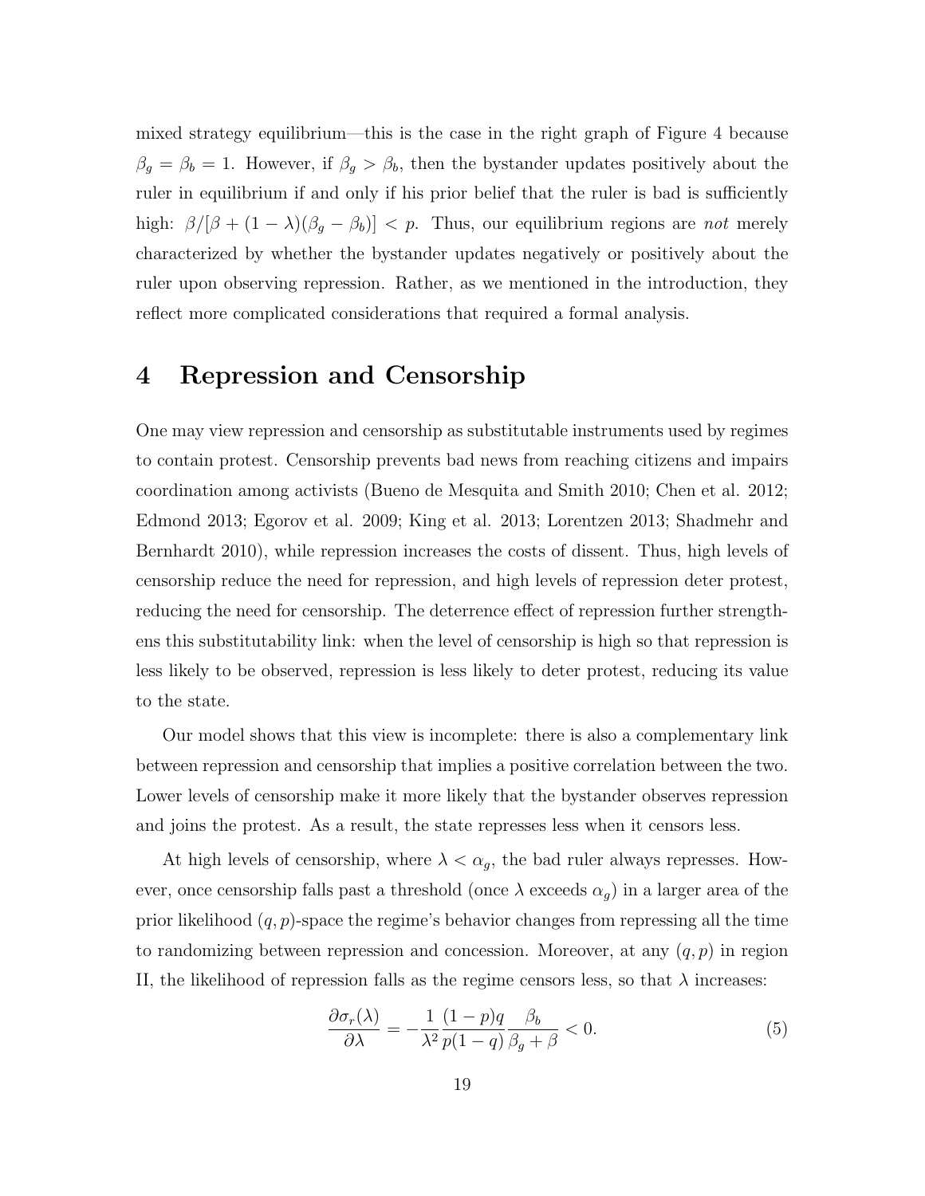mixed strategy equilibrium—this is the case in the right graph of Figure 4 because $\beta_g = \beta_b = 1$. However, if $\beta_g > \beta_b$, then the bystander updates positively about the ruler in equilibrium if and only if his prior belief that the ruler is bad is sufficiently high: $\beta/[\beta + (1-\lambda)(\beta_g - \beta_b)] < p$. Thus, our equilibrium regions are *not* merely characterized by whether the bystander updates negatively or positively about the ruler upon observing repression. Rather, as we mentioned in the introduction, they reflect more complicated considerations that required a formal analysis.

# 4 Repression and Censorship

One may view repression and censorship as substitutable instruments used by regimes to contain protest. Censorship prevents bad news from reaching citizens and impairs coordination among activists (Bueno de Mesquita and Smith 2010; Chen et al. 2012; Edmond 2013; Egorov et al. 2009; King et al. 2013; Lorentzen 2013; Shadmehr and Bernhardt 2010), while repression increases the costs of dissent. Thus, high levels of censorship reduce the need for repression, and high levels of repression deter protest, reducing the need for censorship. The deterrence effect of repression further strengthens this substitutability link: when the level of censorship is high so that repression is less likely to be observed, repression is less likely to deter protest, reducing its value to the state.

Our model shows that this view is incomplete: there is also a complementary link between repression and censorship that implies a positive correlation between the two. Lower levels of censorship make it more likely that the bystander observes repression and joins the protest. As a result, the state represses less when it censors less.

At high levels of censorship, where $\lambda < \alpha_g$, the bad ruler always represses. However, once censorship falls past a threshold (once $\lambda$ exceeds $\alpha_g$) in a larger area of the prior likelihood $(q, p)$-space the regime's behavior changes from repressing all the time to randomizing between repression and concession. Moreover, at any $(q, p)$ in region II, the likelihood of repression falls as the regime censors less, so that $\lambda$ increases:

$$\frac{\partial \sigma_r(\lambda)}{\partial \lambda} = -\frac{1}{\lambda^2} \frac{(1-p)q}{p(1-q)} \frac{\beta_b}{\beta_g + \beta} < 0. \tag{5}$$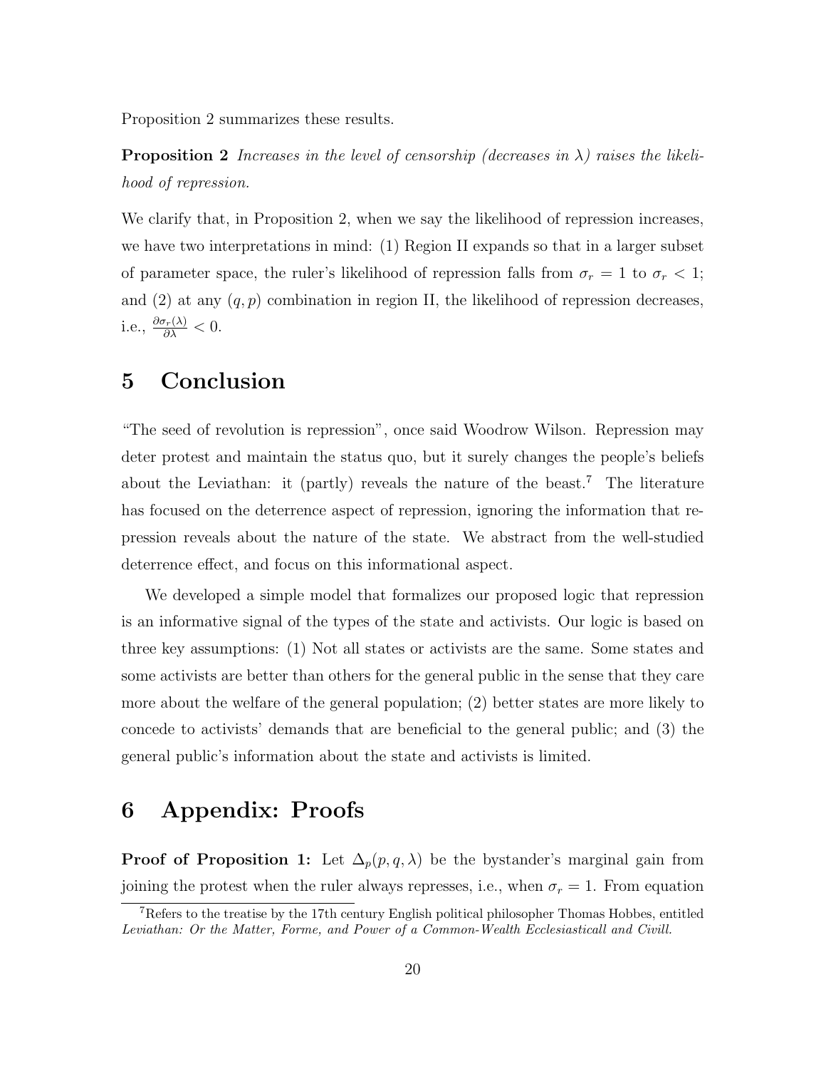Proposition 2 summarizes these results.

**Proposition 2** *Increases in the level of censorship (decreases in $\lambda$) raises the likelihood of repression.*

We clarify that, in Proposition 2, when we say the likelihood of repression increases, we have two interpretations in mind: (1) Region II expands so that in a larger subset of parameter space, the ruler's likelihood of repression falls from $\sigma_r = 1$ to $\sigma_r < 1$; and (2) at any $(q, p)$ combination in region II, the likelihood of repression decreases, i.e., $\frac{\partial \sigma_r(\lambda)}{\partial \lambda} < 0$.

# 5 Conclusion

"The seed of revolution is repression", once said Woodrow Wilson. Repression may deter protest and maintain the status quo, but it surely changes the people's beliefs about the Leviathan: it (partly) reveals the nature of the beast.[7] The literature has focused on the deterrence aspect of repression, ignoring the information that repression reveals about the nature of the state. We abstract from the well-studied deterrence effect, and focus on this informational aspect.

We developed a simple model that formalizes our proposed logic that repression is an informative signal of the types of the state and activists. Our logic is based on three key assumptions: (1) Not all states or activists are the same. Some states and some activists are better than others for the general public in the sense that they care more about the welfare of the general population; (2) better states are more likely to concede to activists' demands that are beneficial to the general public; and (3) the general public's information about the state and activists is limited.

# 6 Appendix: Proofs

**Proof of Proposition 1:** Let $\Delta_p(p, q, \lambda)$ be the bystander's marginal gain from joining the protest when the ruler always represses, i.e., when $\sigma_r = 1$. From equation

[7] Refers to the treatise by the 17th century English political philosopher Thomas Hobbes, entitled *Leviathan: Or the Matter, Forme, and Power of a Common-Wealth Ecclesiasticall and Civill.*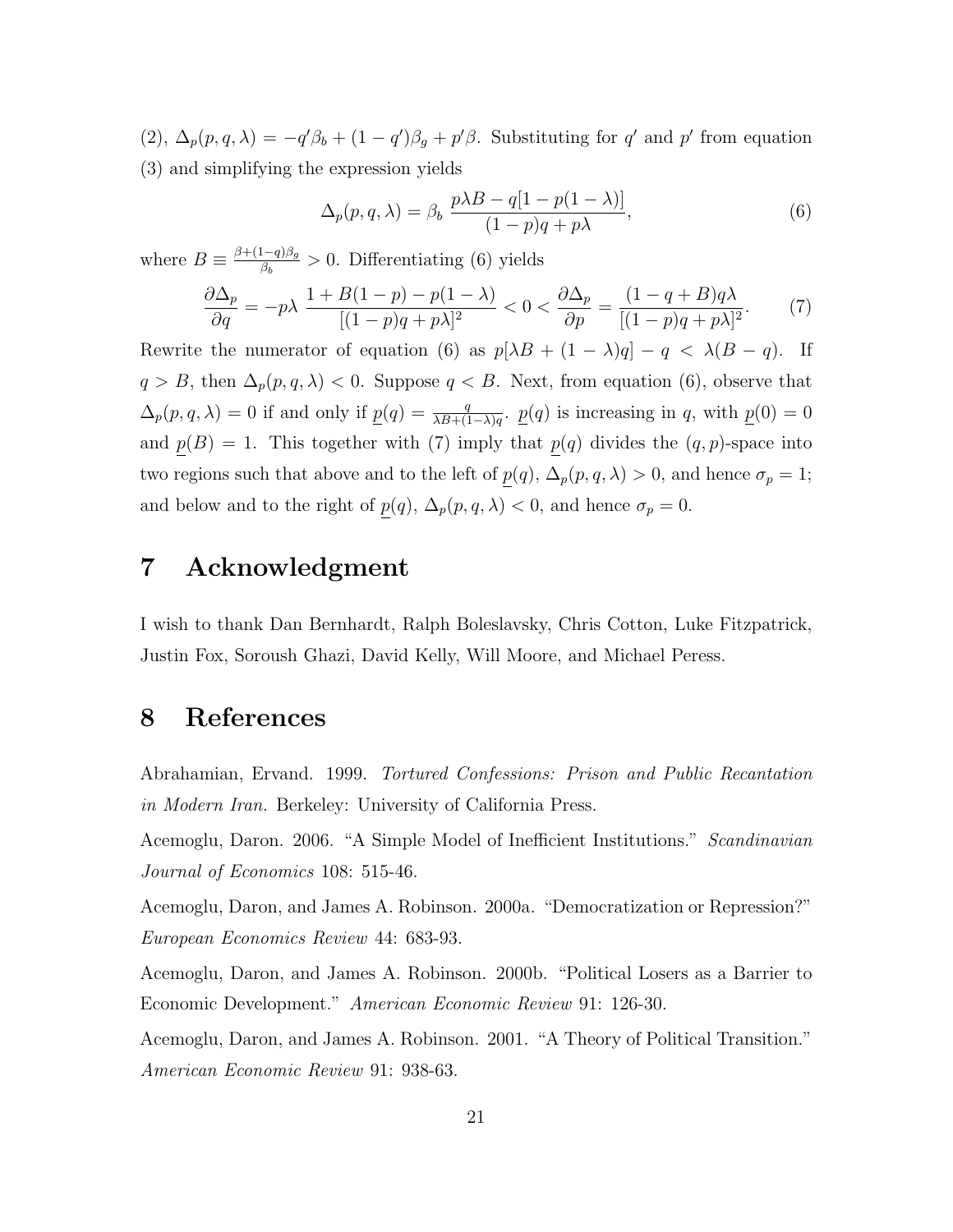(2), $\Delta_p(p, q, \lambda) = -q'\beta_b + (1 - q')\beta_g + p'\beta$. Substituting for $q'$ and $p'$ from equation (3) and simplifying the expression yields

$$\Delta_p(p, q, \lambda) = \beta_b \, \frac{p\lambda B - q[1 - p(1 - \lambda)]}{(1 - p)q + p\lambda}, \tag{6}$$

where $B \equiv \frac{\beta + (1-q)\beta_g}{\beta_b} > 0$. Differentiating (6) yields

$$\frac{\partial \Delta_p}{\partial q} = -p\lambda \, \frac{1 + B(1 - p) - p(1 - \lambda)}{[(1 - p)q + p\lambda]^2} < 0 < \frac{\partial \Delta_p}{\partial p} = \frac{(1 - q + B)q\lambda}{[(1 - p)q + p\lambda]^2}. \tag{7}$$

Rewrite the numerator of equation (6) as $p[\lambda B + (1 - \lambda)q] - q < \lambda(B - q)$. If $q > B$, then $\Delta_p(p, q, \lambda) < 0$. Suppose $q < B$. Next, from equation (6), observe that $\Delta_p(p, q, \lambda) = 0$ if and only if $\underline{p}(q) = \frac{q}{\lambda B + (1-\lambda)q}$. $\underline{p}(q)$ is increasing in $q$, with $\underline{p}(0) = 0$ and $\underline{p}(B) = 1$. This together with (7) imply that $\underline{p}(q)$ divides the $(q, p)$-space into two regions such that above and to the left of $\underline{p}(q)$, $\Delta_p(p, q, \lambda) > 0$, and hence $\sigma_p = 1$; and below and to the right of $\underline{p}(q)$, $\Delta_p(p, q, \lambda) < 0$, and hence $\sigma_p = 0$.

# 7 Acknowledgment

I wish to thank Dan Bernhardt, Ralph Boleslavsky, Chris Cotton, Luke Fitzpatrick, Justin Fox, Soroush Ghazi, David Kelly, Will Moore, and Michael Peress.

# 8 References

Abrahamian, Ervand. 1999. *Tortured Confessions: Prison and Public Recantation in Modern Iran.* Berkeley: University of California Press.

Acemoglu, Daron. 2006. "A Simple Model of Inefficient Institutions." *Scandinavian Journal of Economics* 108: 515-46.

Acemoglu, Daron, and James A. Robinson. 2000a. "Democratization or Repression?" *European Economics Review* 44: 683-93.

Acemoglu, Daron, and James A. Robinson. 2000b. "Political Losers as a Barrier to Economic Development." *American Economic Review* 91: 126-30.

Acemoglu, Daron, and James A. Robinson. 2001. "A Theory of Political Transition." *American Economic Review* 91: 938-63.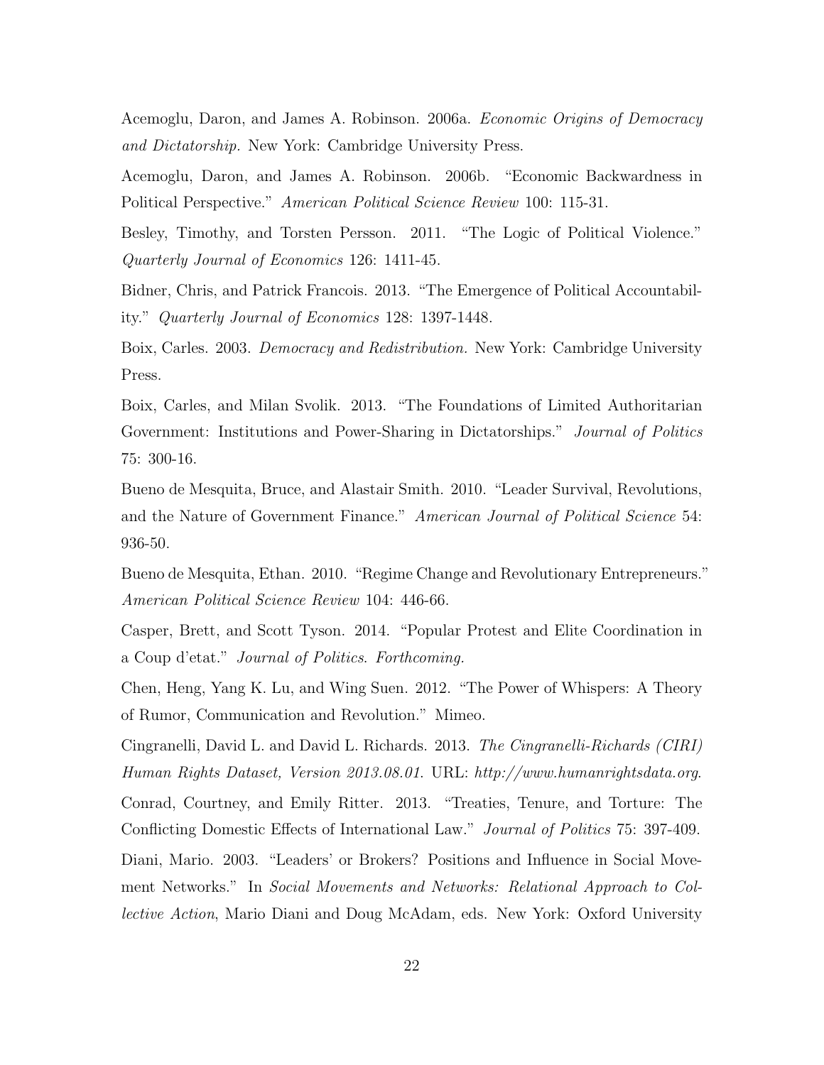Acemoglu, Daron, and James A. Robinson. 2006a. *Economic Origins of Democracy and Dictatorship.* New York: Cambridge University Press.

Acemoglu, Daron, and James A. Robinson. 2006b. "Economic Backwardness in Political Perspective." *American Political Science Review* 100: 115-31.

Besley, Timothy, and Torsten Persson. 2011. "The Logic of Political Violence." *Quarterly Journal of Economics* 126: 1411-45.

Bidner, Chris, and Patrick Francois. 2013. "The Emergence of Political Accountability." *Quarterly Journal of Economics* 128: 1397-1448.

Boix, Carles. 2003. *Democracy and Redistribution.* New York: Cambridge University Press.

Boix, Carles, and Milan Svolik. 2013. "The Foundations of Limited Authoritarian Government: Institutions and Power-Sharing in Dictatorships." *Journal of Politics* 75: 300-16.

Bueno de Mesquita, Bruce, and Alastair Smith. 2010. "Leader Survival, Revolutions, and the Nature of Government Finance." *American Journal of Political Science* 54: 936-50.

Bueno de Mesquita, Ethan. 2010. "Regime Change and Revolutionary Entrepreneurs." *American Political Science Review* 104: 446-66.

Casper, Brett, and Scott Tyson. 2014. "Popular Protest and Elite Coordination in a Coup d'etat." *Journal of Politics*. *Forthcoming.*

Chen, Heng, Yang K. Lu, and Wing Suen. 2012. "The Power of Whispers: A Theory of Rumor, Communication and Revolution." Mimeo.

Cingranelli, David L. and David L. Richards. 2013. *The Cingranelli-Richards (CIRI) Human Rights Dataset, Version 2013.08.01.* URL: *http://www.humanrightsdata.org.*

Conrad, Courtney, and Emily Ritter. 2013. "Treaties, Tenure, and Torture: The Conflicting Domestic Effects of International Law." *Journal of Politics* 75: 397-409.

Diani, Mario. 2003. "Leaders' or Brokers? Positions and Influence in Social Movement Networks." In *Social Movements and Networks: Relational Approach to Collective Action*, Mario Diani and Doug McAdam, eds. New York: Oxford University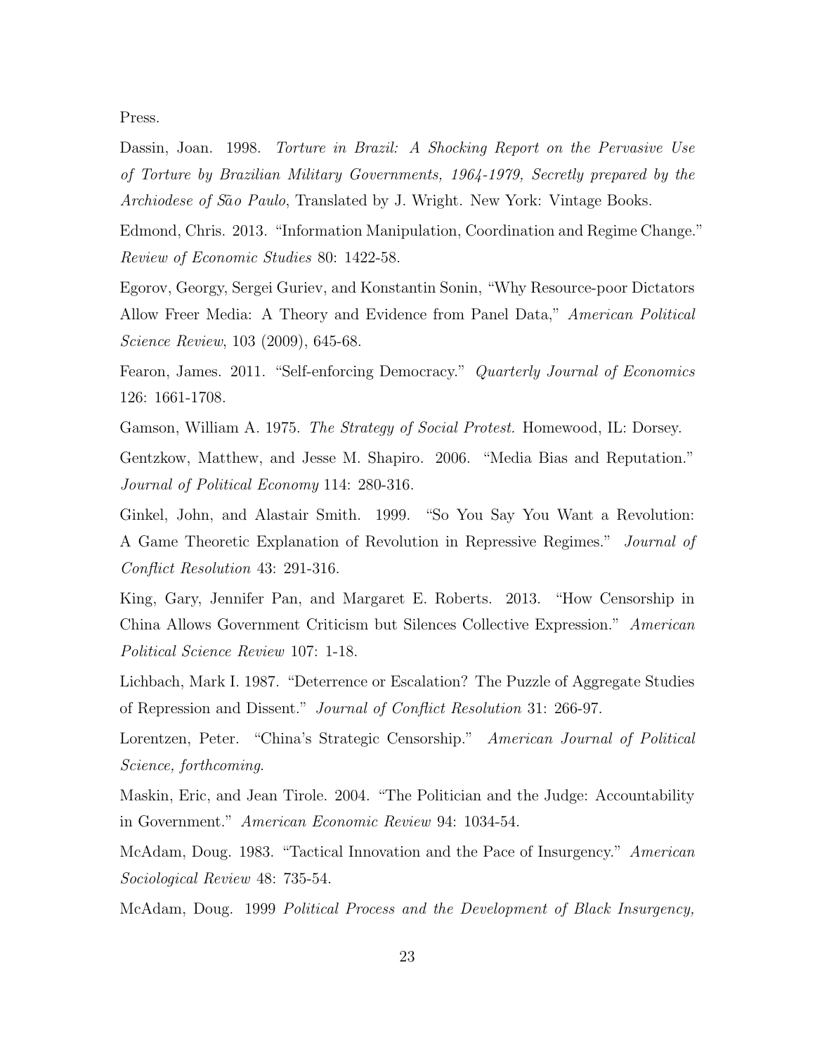Press.

Dassin, Joan. 1998. *Torture in Brazil: A Shocking Report on the Pervasive Use of Torture by Brazilian Military Governments, 1964-1979, Secretly prepared by the Archiodese of São Paulo*, Translated by J. Wright. New York: Vintage Books.

Edmond, Chris. 2013. "Information Manipulation, Coordination and Regime Change." *Review of Economic Studies* 80: 1422-58.

Egorov, Georgy, Sergei Guriev, and Konstantin Sonin, "Why Resource-poor Dictators Allow Freer Media: A Theory and Evidence from Panel Data," *American Political Science Review*, 103 (2009), 645-68.

Fearon, James. 2011. "Self-enforcing Democracy." *Quarterly Journal of Economics* 126: 1661-1708.

Gamson, William A. 1975. *The Strategy of Social Protest.* Homewood, IL: Dorsey.

Gentzkow, Matthew, and Jesse M. Shapiro. 2006. "Media Bias and Reputation." *Journal of Political Economy* 114: 280-316.

Ginkel, John, and Alastair Smith. 1999. "So You Say You Want a Revolution: A Game Theoretic Explanation of Revolution in Repressive Regimes." *Journal of Conflict Resolution* 43: 291-316.

King, Gary, Jennifer Pan, and Margaret E. Roberts. 2013. "How Censorship in China Allows Government Criticism but Silences Collective Expression." *American Political Science Review* 107: 1-18.

Lichbach, Mark I. 1987. "Deterrence or Escalation? The Puzzle of Aggregate Studies of Repression and Dissent." *Journal of Conflict Resolution* 31: 266-97.

Lorentzen, Peter. "China's Strategic Censorship." *American Journal of Political Science, forthcoming*.

Maskin, Eric, and Jean Tirole. 2004. "The Politician and the Judge: Accountability in Government." *American Economic Review* 94: 1034-54.

McAdam, Doug. 1983. "Tactical Innovation and the Pace of Insurgency." *American Sociological Review* 48: 735-54.

McAdam, Doug. 1999 *Political Process and the Development of Black Insurgency,*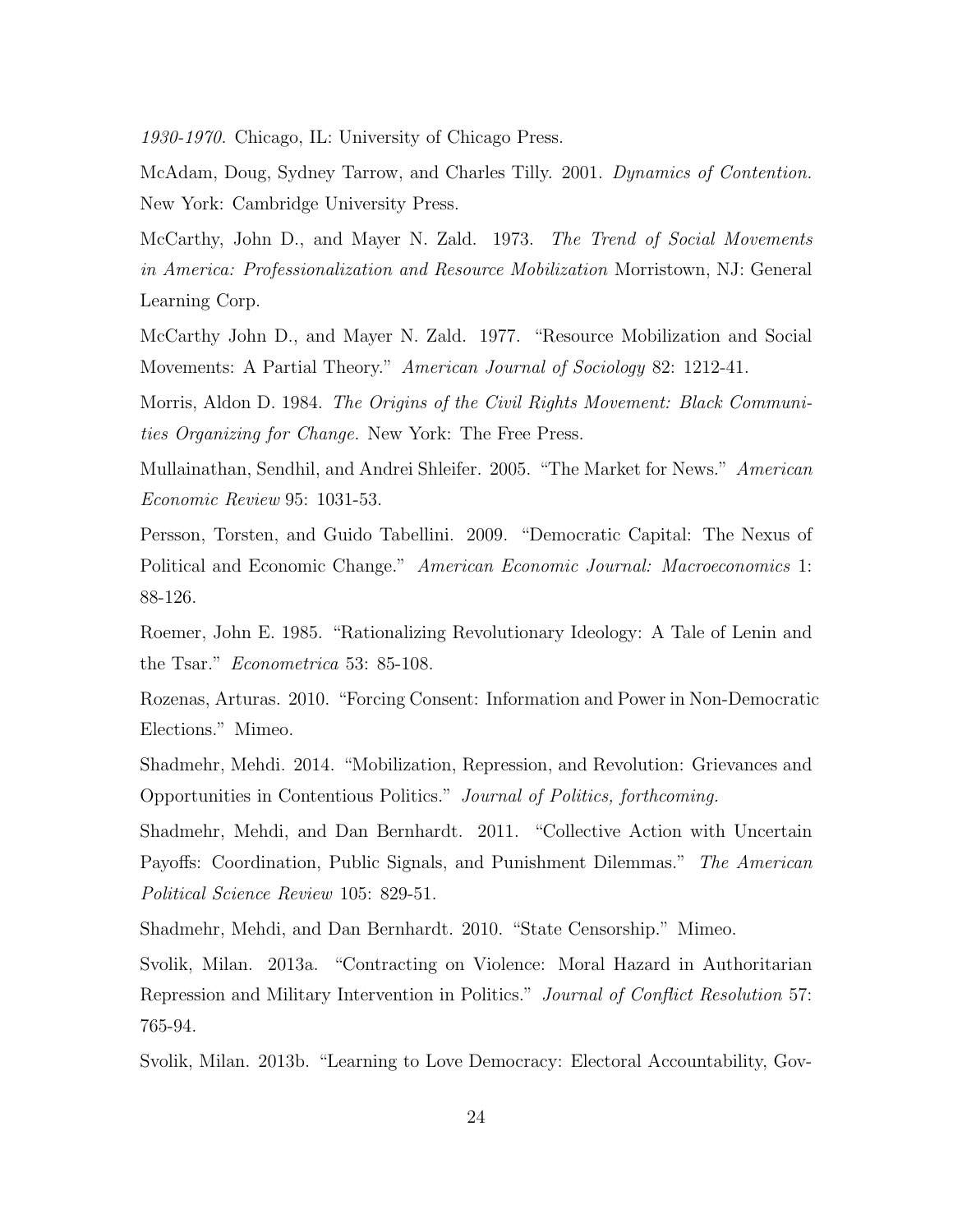*1930-1970.* Chicago, IL: University of Chicago Press.

McAdam, Doug, Sydney Tarrow, and Charles Tilly. 2001. *Dynamics of Contention.* New York: Cambridge University Press.

McCarthy, John D., and Mayer N. Zald. 1973. *The Trend of Social Movements in America: Professionalization and Resource Mobilization* Morristown, NJ: General Learning Corp.

McCarthy John D., and Mayer N. Zald. 1977. "Resource Mobilization and Social Movements: A Partial Theory." *American Journal of Sociology* 82: 1212-41.

Morris, Aldon D. 1984. *The Origins of the Civil Rights Movement: Black Communities Organizing for Change.* New York: The Free Press.

Mullainathan, Sendhil, and Andrei Shleifer. 2005. "The Market for News." *American Economic Review* 95: 1031-53.

Persson, Torsten, and Guido Tabellini. 2009. "Democratic Capital: The Nexus of Political and Economic Change." *American Economic Journal: Macroeconomics* 1: 88-126.

Roemer, John E. 1985. "Rationalizing Revolutionary Ideology: A Tale of Lenin and the Tsar." *Econometrica* 53: 85-108.

Rozenas, Arturas. 2010. "Forcing Consent: Information and Power in Non-Democratic Elections." Mimeo.

Shadmehr, Mehdi. 2014. "Mobilization, Repression, and Revolution: Grievances and Opportunities in Contentious Politics." *Journal of Politics, forthcoming.*

Shadmehr, Mehdi, and Dan Bernhardt. 2011. "Collective Action with Uncertain Payoffs: Coordination, Public Signals, and Punishment Dilemmas." *The American Political Science Review* 105: 829-51.

Shadmehr, Mehdi, and Dan Bernhardt. 2010. "State Censorship." Mimeo.

Svolik, Milan. 2013a. "Contracting on Violence: Moral Hazard in Authoritarian Repression and Military Intervention in Politics." *Journal of Conflict Resolution* 57: 765-94.

Svolik, Milan. 2013b. "Learning to Love Democracy: Electoral Accountability, Gov-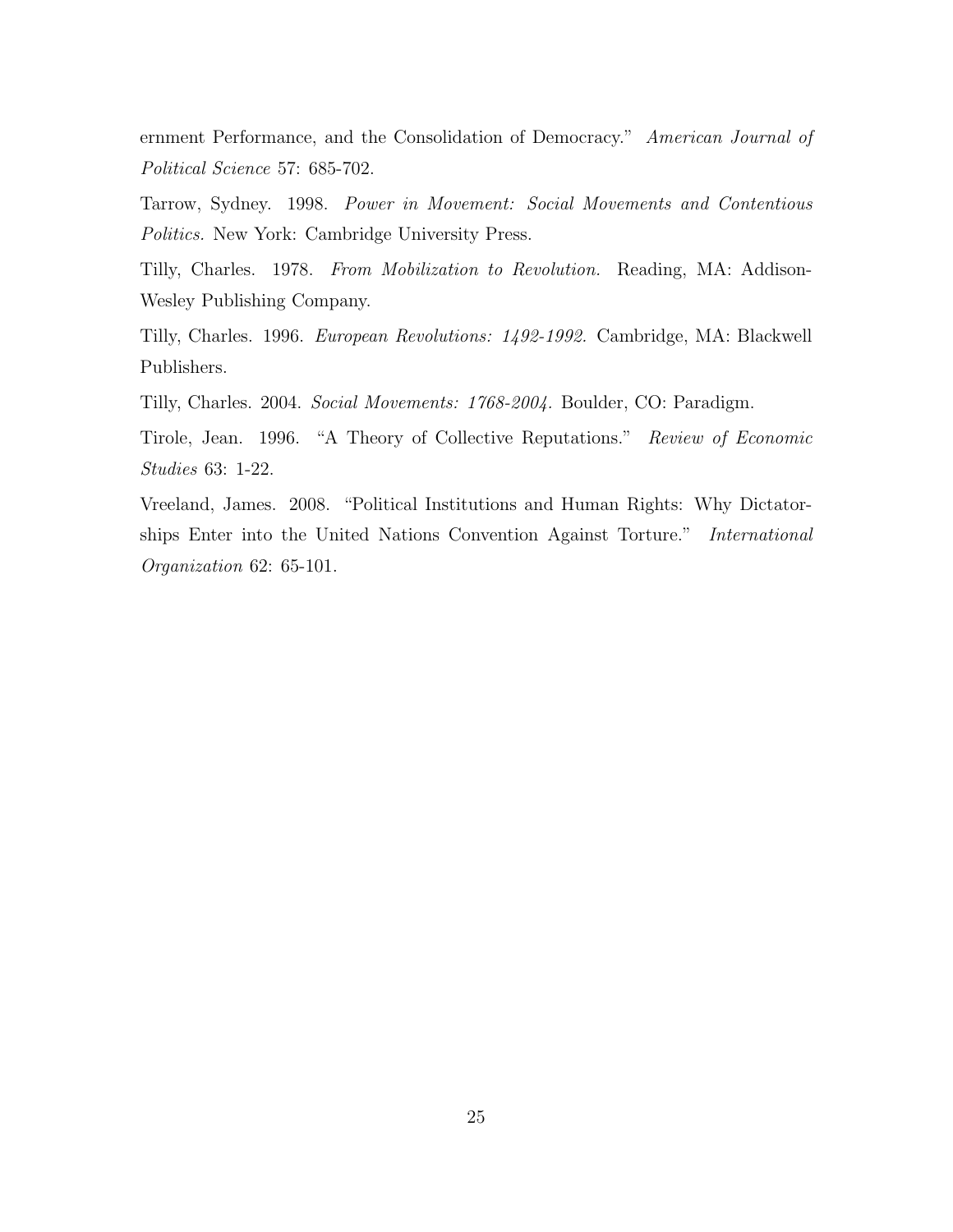ernment Performance, and the Consolidation of Democracy." *American Journal of Political Science* 57: 685-702.

Tarrow, Sydney. 1998. *Power in Movement: Social Movements and Contentious Politics.* New York: Cambridge University Press.

Tilly, Charles. 1978. *From Mobilization to Revolution.* Reading, MA: Addison-Wesley Publishing Company.

Tilly, Charles. 1996. *European Revolutions: 1492-1992.* Cambridge, MA: Blackwell Publishers.

Tilly, Charles. 2004. *Social Movements: 1768-2004.* Boulder, CO: Paradigm.

Tirole, Jean. 1996. "A Theory of Collective Reputations." *Review of Economic Studies* 63: 1-22.

Vreeland, James. 2008. "Political Institutions and Human Rights: Why Dictatorships Enter into the United Nations Convention Against Torture." *International Organization* 62: 65-101.